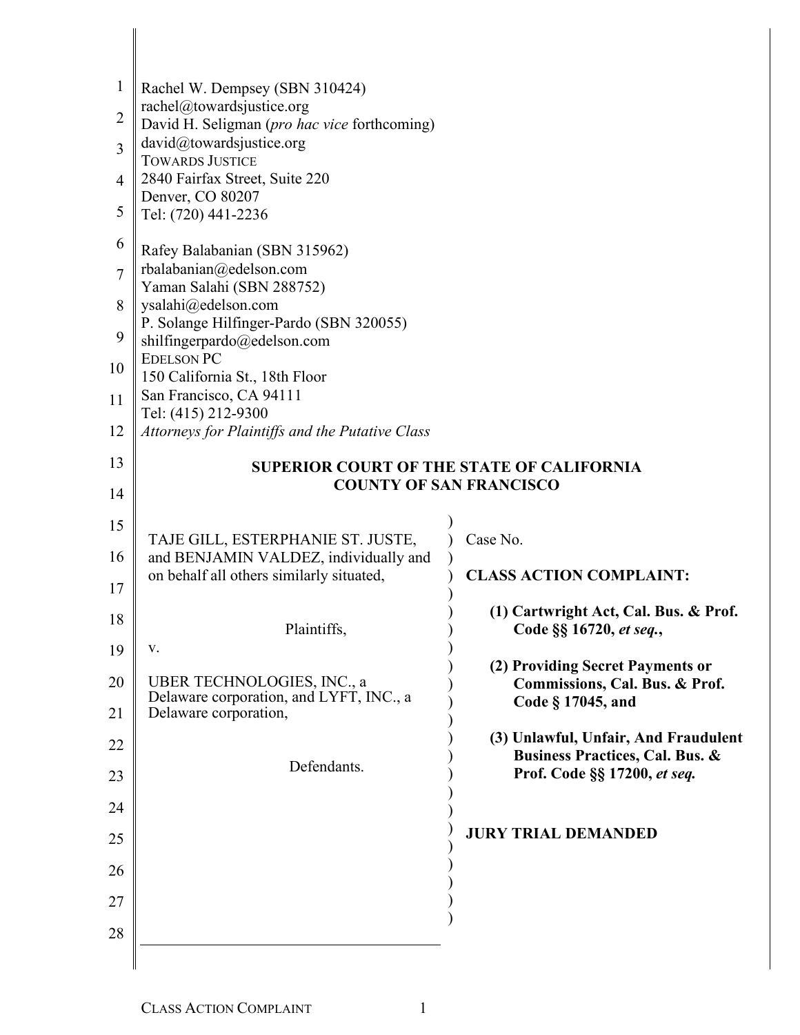Rachel W. Dempsey (SBN 310424)
rachel@towardsjustice.org
David H. Seligman (*pro hac vice* forthcoming)
david@towardsjustice.org
TOWARDS JUSTICE
2840 Fairfax Street, Suite 220
Denver, CO 80207
Tel: (720) 441-2236

Rafey Balabanian (SBN 315962)
rbalabanian@edelson.com
Yaman Salahi (SBN 288752)
ysalahi@edelson.com
P. Solange Hilfinger-Pardo (SBN 320055)
shilfingerpardo@edelson.com
EDELSON PC
150 California St., 18th Floor
San Francisco, CA 94111
Tel: (415) 212-9300
*Attorneys for Plaintiffs and the Putative Class*

**SUPERIOR COURT OF THE STATE OF CALIFORNIA**
**COUNTY OF SAN FRANCISCO**

TAJE GILL, ESTERPHANIE ST. JUSTE, and BENJAMIN VALDEZ, individually and on behalf all others similarly situated,

Plaintiffs,

v.

UBER TECHNOLOGIES, INC., a Delaware corporation, and LYFT, INC., a Delaware corporation,

Defendants.

Case No.

**CLASS ACTION COMPLAINT:**

**(1) Cartwright Act, Cal. Bus. & Prof. Code §§ 16720, *et seq.*,**

**(2) Providing Secret Payments or Commissions, Cal. Bus. & Prof. Code § 17045, and**

**(3) Unlawful, Unfair, And Fraudulent Business Practices, Cal. Bus. & Prof. Code §§ 17200, *et seq.***

**JURY TRIAL DEMANDED**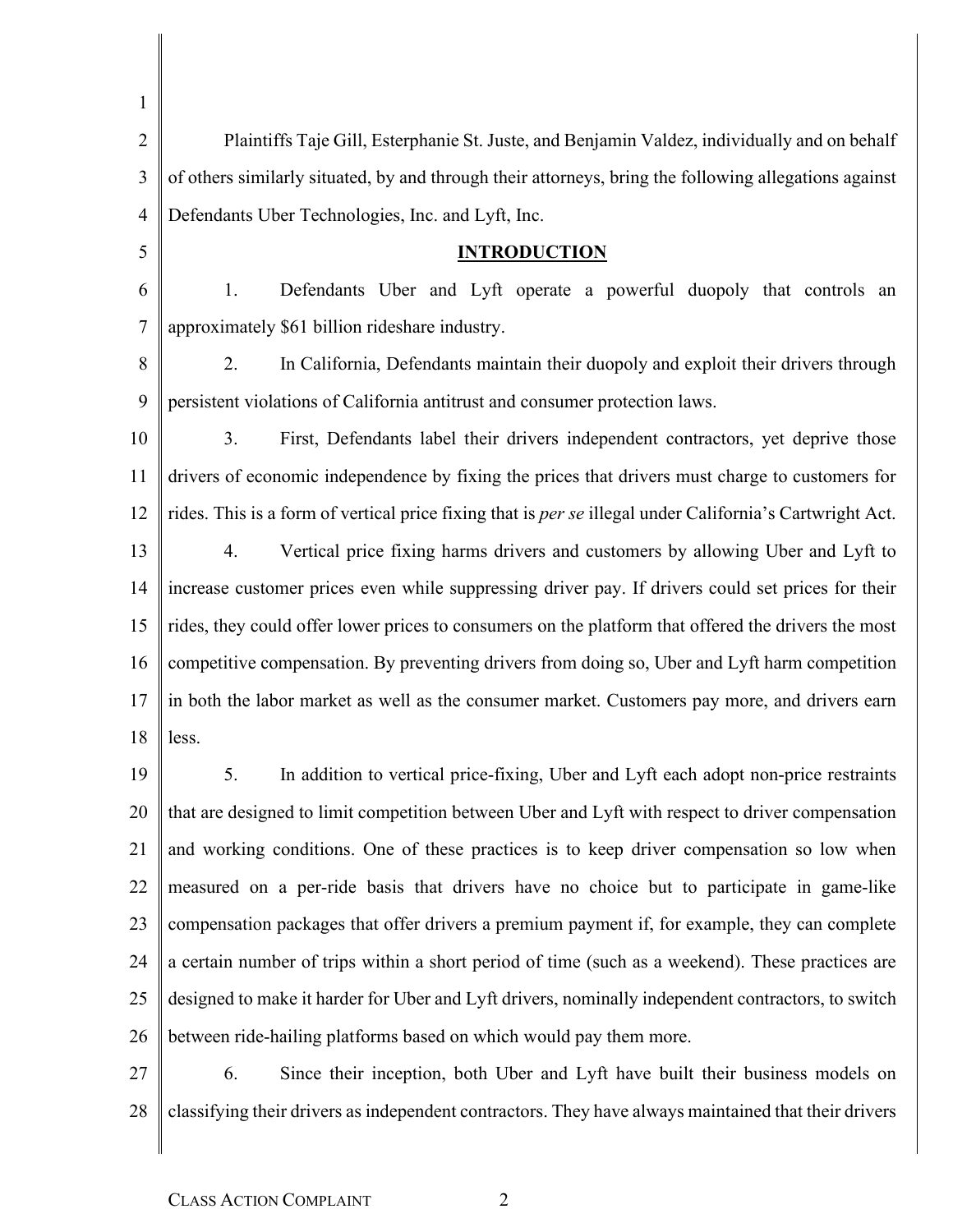Plaintiffs Taje Gill, Esterphanie St. Juste, and Benjamin Valdez, individually and on behalf of others similarly situated, by and through their attorneys, bring the following allegations against Defendants Uber Technologies, Inc. and Lyft, Inc.

## INTRODUCTION

1. Defendants Uber and Lyft operate a powerful duopoly that controls an approximately $61 billion rideshare industry.

2. In California, Defendants maintain their duopoly and exploit their drivers through persistent violations of California antitrust and consumer protection laws.

3. First, Defendants label their drivers independent contractors, yet deprive those drivers of economic independence by fixing the prices that drivers must charge to customers for rides. This is a form of vertical price fixing that is *per se* illegal under California's Cartwright Act.

4. Vertical price fixing harms drivers and customers by allowing Uber and Lyft to increase customer prices even while suppressing driver pay. If drivers could set prices for their rides, they could offer lower prices to consumers on the platform that offered the drivers the most competitive compensation. By preventing drivers from doing so, Uber and Lyft harm competition in both the labor market as well as the consumer market. Customers pay more, and drivers earn less.

5. In addition to vertical price-fixing, Uber and Lyft each adopt non-price restraints that are designed to limit competition between Uber and Lyft with respect to driver compensation and working conditions. One of these practices is to keep driver compensation so low when measured on a per-ride basis that drivers have no choice but to participate in game-like compensation packages that offer drivers a premium payment if, for example, they can complete a certain number of trips within a short period of time (such as a weekend). These practices are designed to make it harder for Uber and Lyft drivers, nominally independent contractors, to switch between ride-hailing platforms based on which would pay them more.

6. Since their inception, both Uber and Lyft have built their business models on classifying their drivers as independent contractors. They have always maintained that their drivers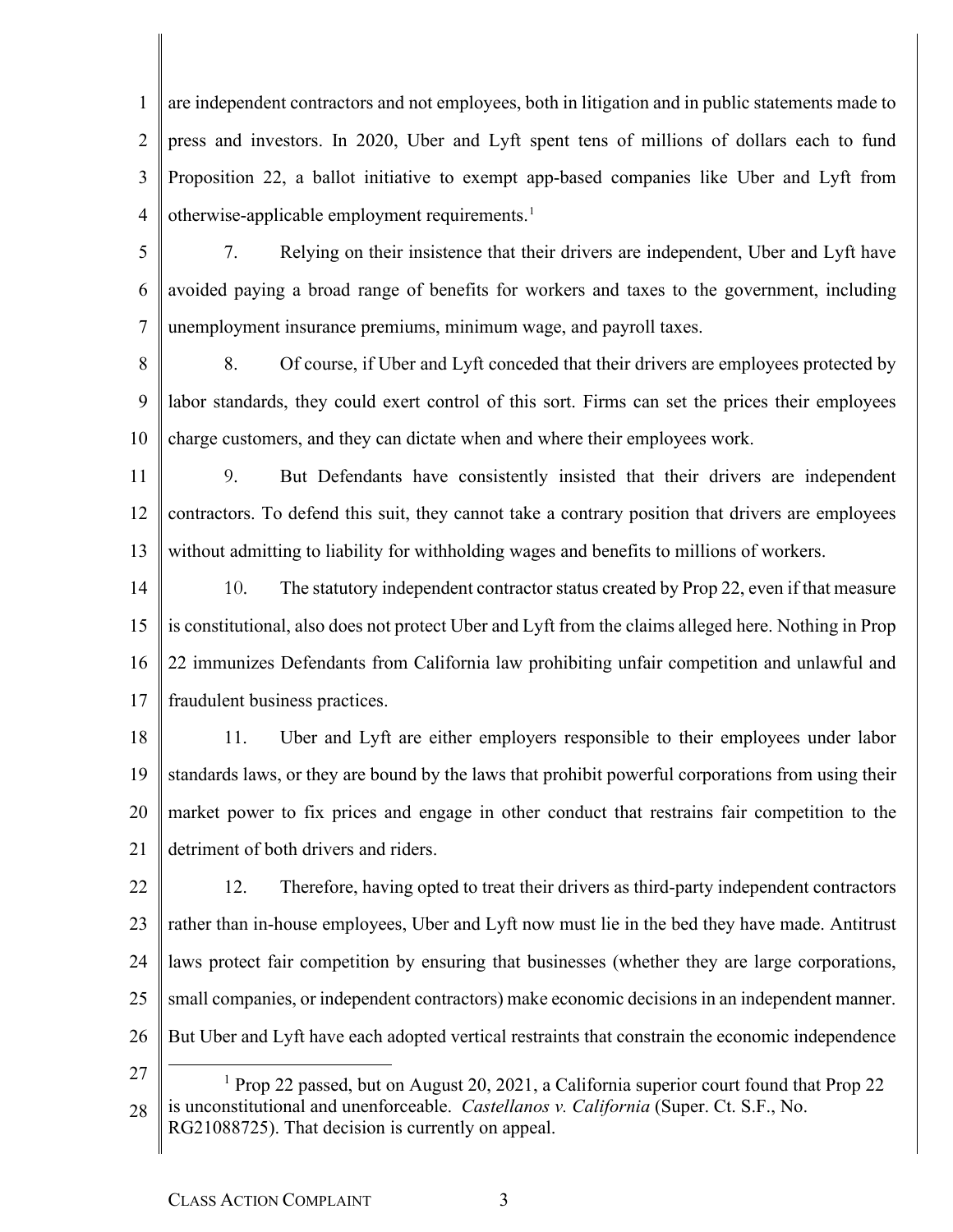are independent contractors and not employees, both in litigation and in public statements made to press and investors. In 2020, Uber and Lyft spent tens of millions of dollars each to fund Proposition 22, a ballot initiative to exempt app-based companies like Uber and Lyft from otherwise-applicable employment requirements.[1]

7. Relying on their insistence that their drivers are independent, Uber and Lyft have avoided paying a broad range of benefits for workers and taxes to the government, including unemployment insurance premiums, minimum wage, and payroll taxes.

8. Of course, if Uber and Lyft conceded that their drivers are employees protected by labor standards, they could exert control of this sort. Firms can set the prices their employees charge customers, and they can dictate when and where their employees work.

9. But Defendants have consistently insisted that their drivers are independent contractors. To defend this suit, they cannot take a contrary position that drivers are employees without admitting to liability for withholding wages and benefits to millions of workers.

10. The statutory independent contractor status created by Prop 22, even if that measure is constitutional, also does not protect Uber and Lyft from the claims alleged here. Nothing in Prop 22 immunizes Defendants from California law prohibiting unfair competition and unlawful and fraudulent business practices.

11. Uber and Lyft are either employers responsible to their employees under labor standards laws, or they are bound by the laws that prohibit powerful corporations from using their market power to fix prices and engage in other conduct that restrains fair competition to the detriment of both drivers and riders.

12. Therefore, having opted to treat their drivers as third-party independent contractors rather than in-house employees, Uber and Lyft now must lie in the bed they have made. Antitrust laws protect fair competition by ensuring that businesses (whether they are large corporations, small companies, or independent contractors) make economic decisions in an independent manner. But Uber and Lyft have each adopted vertical restraints that constrain the economic independence

---

[1] Prop 22 passed, but on August 20, 2021, a California superior court found that Prop 22 is unconstitutional and unenforceable. *Castellanos v. California* (Super. Ct. S.F., No. RG21088725). That decision is currently on appeal.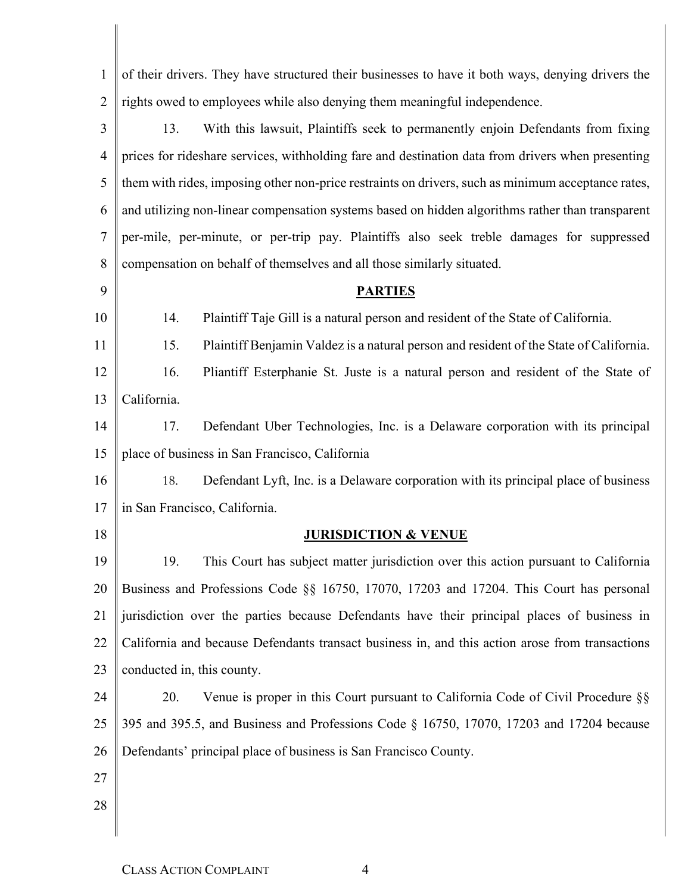of their drivers. They have structured their businesses to have it both ways, denying drivers the rights owed to employees while also denying them meaningful independence.

13. With this lawsuit, Plaintiffs seek to permanently enjoin Defendants from fixing prices for rideshare services, withholding fare and destination data from drivers when presenting them with rides, imposing other non-price restraints on drivers, such as minimum acceptance rates, and utilizing non-linear compensation systems based on hidden algorithms rather than transparent per-mile, per-minute, or per-trip pay. Plaintiffs also seek treble damages for suppressed compensation on behalf of themselves and all those similarly situated.

## PARTIES

14. Plaintiff Taje Gill is a natural person and resident of the State of California.

15. Plaintiff Benjamin Valdez is a natural person and resident of the State of California.

16. Pliantiff Esterphanie St. Juste is a natural person and resident of the State of California.

17. Defendant Uber Technologies, Inc. is a Delaware corporation with its principal place of business in San Francisco, California

18. Defendant Lyft, Inc. is a Delaware corporation with its principal place of business in San Francisco, California.

## JURISDICTION & VENUE

19. This Court has subject matter jurisdiction over this action pursuant to California Business and Professions Code §§ 16750, 17070, 17203 and 17204. This Court has personal jurisdiction over the parties because Defendants have their principal places of business in California and because Defendants transact business in, and this action arose from transactions conducted in, this county.

20. Venue is proper in this Court pursuant to California Code of Civil Procedure §§ 395 and 395.5, and Business and Professions Code § 16750, 17070, 17203 and 17204 because Defendants' principal place of business is San Francisco County.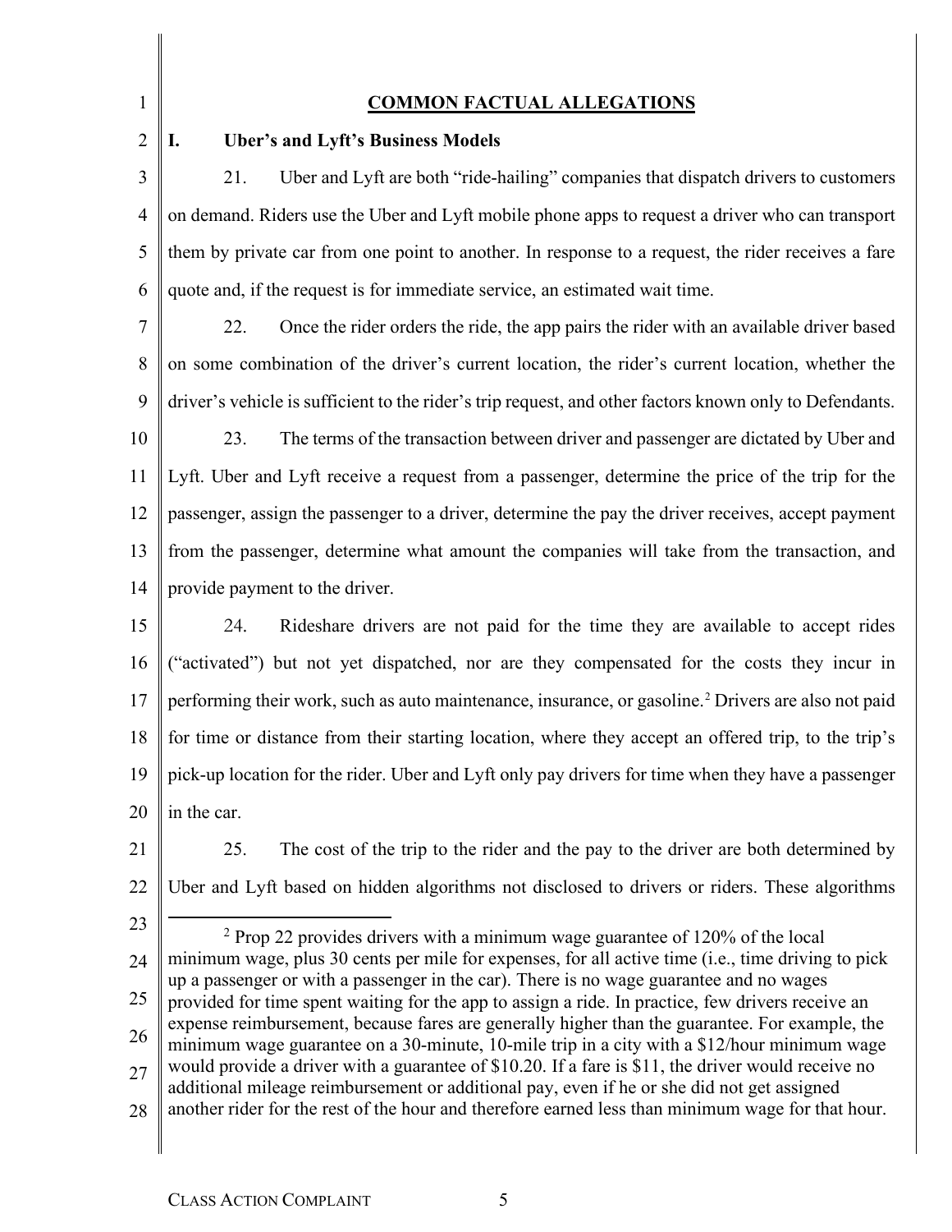## COMMON FACTUAL ALLEGATIONS

### I. Uber's and Lyft's Business Models

21. Uber and Lyft are both "ride-hailing" companies that dispatch drivers to customers on demand. Riders use the Uber and Lyft mobile phone apps to request a driver who can transport them by private car from one point to another. In response to a request, the rider receives a fare quote and, if the request is for immediate service, an estimated wait time.

22. Once the rider orders the ride, the app pairs the rider with an available driver based on some combination of the driver's current location, the rider's current location, whether the driver's vehicle is sufficient to the rider's trip request, and other factors known only to Defendants.

23. The terms of the transaction between driver and passenger are dictated by Uber and Lyft. Uber and Lyft receive a request from a passenger, determine the price of the trip for the passenger, assign the passenger to a driver, determine the pay the driver receives, accept payment from the passenger, determine what amount the companies will take from the transaction, and provide payment to the driver.

24. Rideshare drivers are not paid for the time they are available to accept rides ("activated") but not yet dispatched, nor are they compensated for the costs they incur in performing their work, such as auto maintenance, insurance, or gasoline.[2] Drivers are also not paid for time or distance from their starting location, where they accept an offered trip, to the trip's pick-up location for the rider. Uber and Lyft only pay drivers for time when they have a passenger in the car.

25. The cost of the trip to the rider and the pay to the driver are both determined by Uber and Lyft based on hidden algorithms not disclosed to drivers or riders. These algorithms

---

[2] Prop 22 provides drivers with a minimum wage guarantee of 120% of the local minimum wage, plus 30 cents per mile for expenses, for all active time (i.e., time driving to pick up a passenger or with a passenger in the car). There is no wage guarantee and no wages provided for time spent waiting for the app to assign a ride. In practice, few drivers receive an expense reimbursement, because fares are generally higher than the guarantee. For example, the minimum wage guarantee on a 30-minute, 10-mile trip in a city with a $12/hour minimum wage would provide a driver with a guarantee of $10.20. If a fare is $11, the driver would receive no additional mileage reimbursement or additional pay, even if he or she did not get assigned another rider for the rest of the hour and therefore earned less than minimum wage for that hour.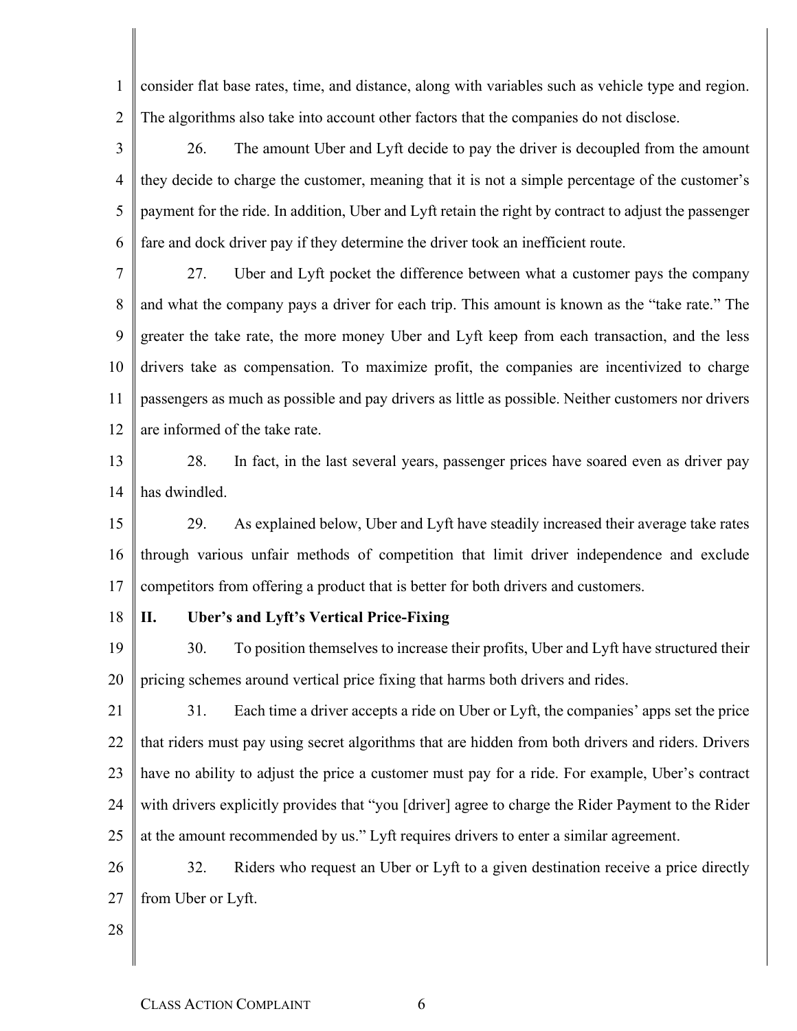consider flat base rates, time, and distance, along with variables such as vehicle type and region. The algorithms also take into account other factors that the companies do not disclose.

26. The amount Uber and Lyft decide to pay the driver is decoupled from the amount they decide to charge the customer, meaning that it is not a simple percentage of the customer's payment for the ride. In addition, Uber and Lyft retain the right by contract to adjust the passenger fare and dock driver pay if they determine the driver took an inefficient route.

27. Uber and Lyft pocket the difference between what a customer pays the company and what the company pays a driver for each trip. This amount is known as the "take rate." The greater the take rate, the more money Uber and Lyft keep from each transaction, and the less drivers take as compensation. To maximize profit, the companies are incentivized to charge passengers as much as possible and pay drivers as little as possible. Neither customers nor drivers are informed of the take rate.

28. In fact, in the last several years, passenger prices have soared even as driver pay has dwindled.

29. As explained below, Uber and Lyft have steadily increased their average take rates through various unfair methods of competition that limit driver independence and exclude competitors from offering a product that is better for both drivers and customers.

## II. Uber's and Lyft's Vertical Price-Fixing

30. To position themselves to increase their profits, Uber and Lyft have structured their pricing schemes around vertical price fixing that harms both drivers and rides.

31. Each time a driver accepts a ride on Uber or Lyft, the companies' apps set the price that riders must pay using secret algorithms that are hidden from both drivers and riders. Drivers have no ability to adjust the price a customer must pay for a ride. For example, Uber's contract with drivers explicitly provides that "you [driver] agree to charge the Rider Payment to the Rider at the amount recommended by us." Lyft requires drivers to enter a similar agreement.

32. Riders who request an Uber or Lyft to a given destination receive a price directly from Uber or Lyft.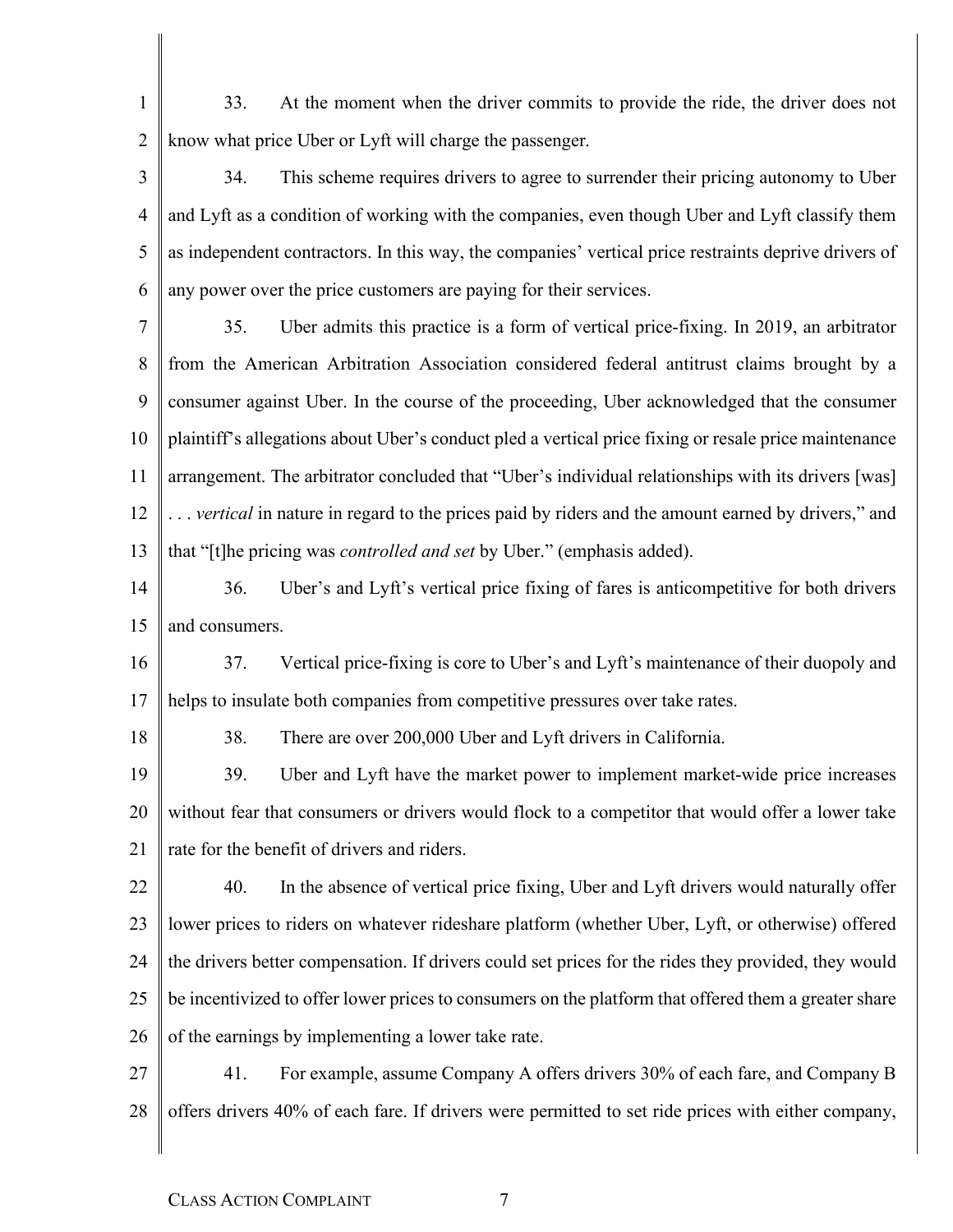33. At the moment when the driver commits to provide the ride, the driver does not know what price Uber or Lyft will charge the passenger.

34. This scheme requires drivers to agree to surrender their pricing autonomy to Uber and Lyft as a condition of working with the companies, even though Uber and Lyft classify them as independent contractors. In this way, the companies' vertical price restraints deprive drivers of any power over the price customers are paying for their services.

35. Uber admits this practice is a form of vertical price-fixing. In 2019, an arbitrator from the American Arbitration Association considered federal antitrust claims brought by a consumer against Uber. In the course of the proceeding, Uber acknowledged that the consumer plaintiff's allegations about Uber's conduct pled a vertical price fixing or resale price maintenance arrangement. The arbitrator concluded that "Uber's individual relationships with its drivers [was] . . . *vertical* in nature in regard to the prices paid by riders and the amount earned by drivers," and that "[t]he pricing was *controlled and set* by Uber." (emphasis added).

36. Uber's and Lyft's vertical price fixing of fares is anticompetitive for both drivers and consumers.

37. Vertical price-fixing is core to Uber's and Lyft's maintenance of their duopoly and helps to insulate both companies from competitive pressures over take rates.

38. There are over 200,000 Uber and Lyft drivers in California.

39. Uber and Lyft have the market power to implement market-wide price increases without fear that consumers or drivers would flock to a competitor that would offer a lower take rate for the benefit of drivers and riders.

40. In the absence of vertical price fixing, Uber and Lyft drivers would naturally offer lower prices to riders on whatever rideshare platform (whether Uber, Lyft, or otherwise) offered the drivers better compensation. If drivers could set prices for the rides they provided, they would be incentivized to offer lower prices to consumers on the platform that offered them a greater share of the earnings by implementing a lower take rate.

41. For example, assume Company A offers drivers 30% of each fare, and Company B offers drivers 40% of each fare. If drivers were permitted to set ride prices with either company,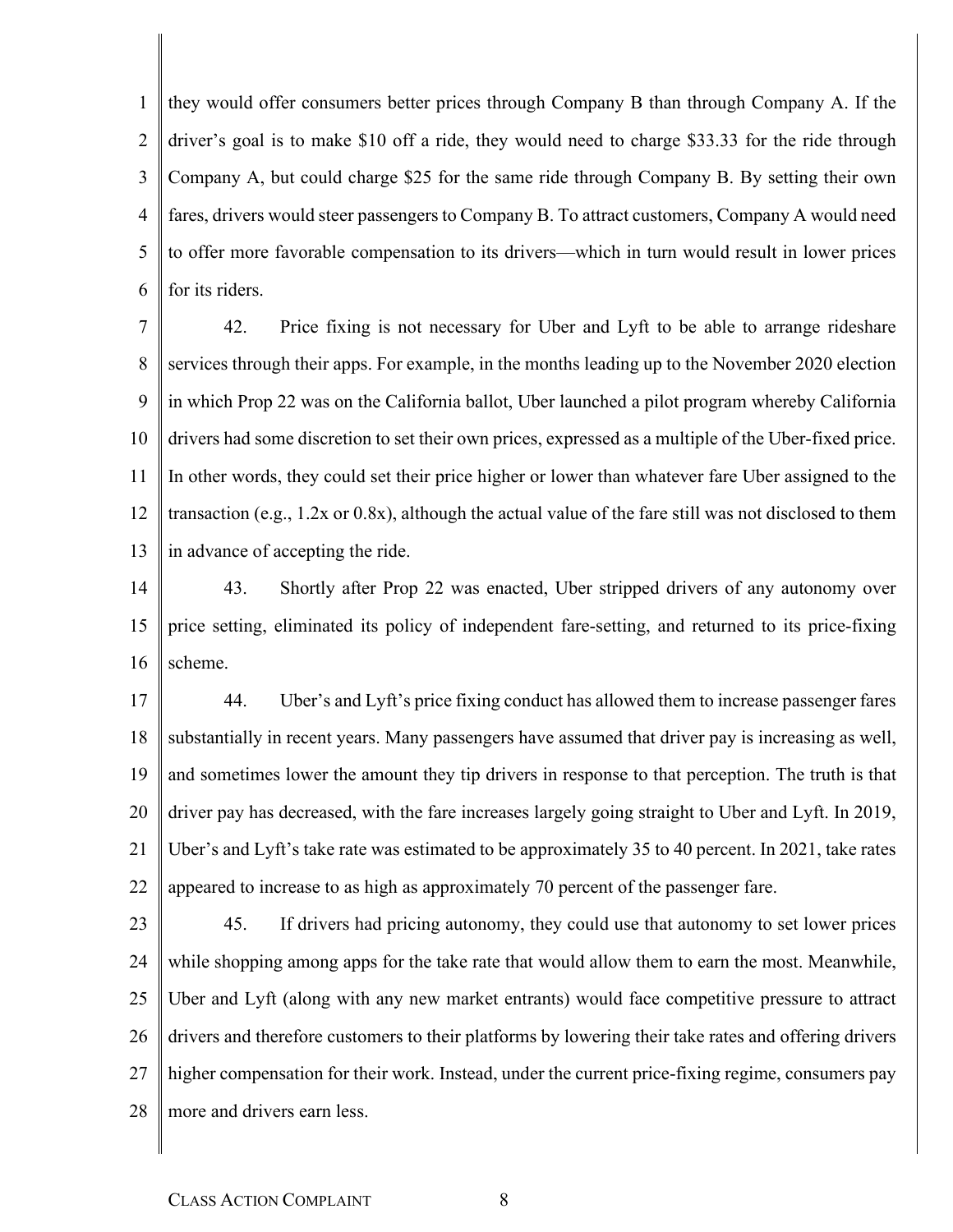they would offer consumers better prices through Company B than through Company A. If the driver's goal is to make $10 off a ride, they would need to charge $33.33 for the ride through Company A, but could charge $25 for the same ride through Company B. By setting their own fares, drivers would steer passengers to Company B. To attract customers, Company A would need to offer more favorable compensation to its drivers—which in turn would result in lower prices for its riders.

42. Price fixing is not necessary for Uber and Lyft to be able to arrange rideshare services through their apps. For example, in the months leading up to the November 2020 election in which Prop 22 was on the California ballot, Uber launched a pilot program whereby California drivers had some discretion to set their own prices, expressed as a multiple of the Uber-fixed price. In other words, they could set their price higher or lower than whatever fare Uber assigned to the transaction (e.g., 1.2x or 0.8x), although the actual value of the fare still was not disclosed to them in advance of accepting the ride.

43. Shortly after Prop 22 was enacted, Uber stripped drivers of any autonomy over price setting, eliminated its policy of independent fare-setting, and returned to its price-fixing scheme.

44. Uber's and Lyft's price fixing conduct has allowed them to increase passenger fares substantially in recent years. Many passengers have assumed that driver pay is increasing as well, and sometimes lower the amount they tip drivers in response to that perception. The truth is that driver pay has decreased, with the fare increases largely going straight to Uber and Lyft. In 2019, Uber's and Lyft's take rate was estimated to be approximately 35 to 40 percent. In 2021, take rates appeared to increase to as high as approximately 70 percent of the passenger fare.

45. If drivers had pricing autonomy, they could use that autonomy to set lower prices while shopping among apps for the take rate that would allow them to earn the most. Meanwhile, Uber and Lyft (along with any new market entrants) would face competitive pressure to attract drivers and therefore customers to their platforms by lowering their take rates and offering drivers higher compensation for their work. Instead, under the current price-fixing regime, consumers pay more and drivers earn less.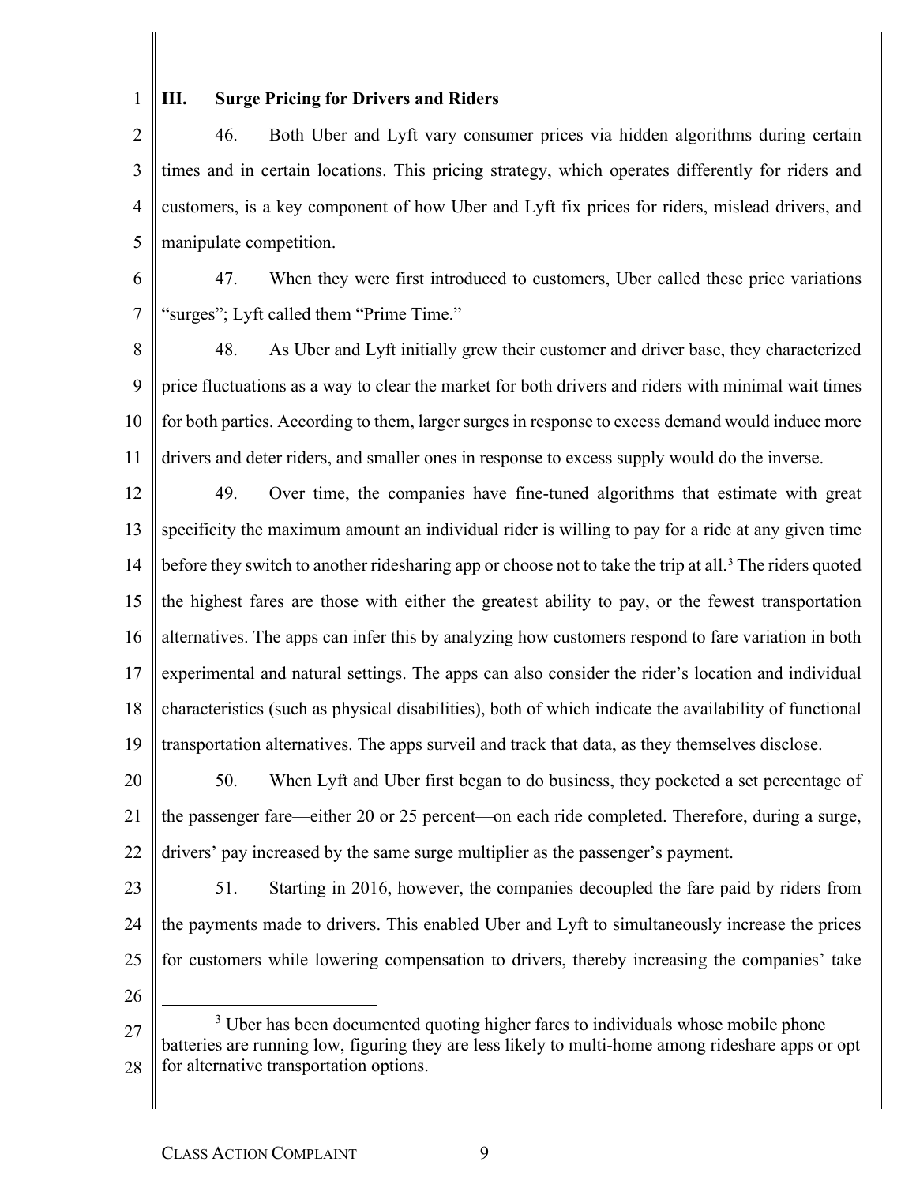## III. Surge Pricing for Drivers and Riders

46. Both Uber and Lyft vary consumer prices via hidden algorithms during certain times and in certain locations. This pricing strategy, which operates differently for riders and customers, is a key component of how Uber and Lyft fix prices for riders, mislead drivers, and manipulate competition.

47. When they were first introduced to customers, Uber called these price variations "surges"; Lyft called them "Prime Time."

48. As Uber and Lyft initially grew their customer and driver base, they characterized price fluctuations as a way to clear the market for both drivers and riders with minimal wait times for both parties. According to them, larger surges in response to excess demand would induce more drivers and deter riders, and smaller ones in response to excess supply would do the inverse.

49. Over time, the companies have fine-tuned algorithms that estimate with great specificity the maximum amount an individual rider is willing to pay for a ride at any given time before they switch to another ridesharing app or choose not to take the trip at all.[3] The riders quoted the highest fares are those with either the greatest ability to pay, or the fewest transportation alternatives. The apps can infer this by analyzing how customers respond to fare variation in both experimental and natural settings. The apps can also consider the rider's location and individual characteristics (such as physical disabilities), both of which indicate the availability of functional transportation alternatives. The apps surveil and track that data, as they themselves disclose.

50. When Lyft and Uber first began to do business, they pocketed a set percentage of the passenger fare—either 20 or 25 percent—on each ride completed. Therefore, during a surge, drivers' pay increased by the same surge multiplier as the passenger's payment.

51. Starting in 2016, however, the companies decoupled the fare paid by riders from the payments made to drivers. This enabled Uber and Lyft to simultaneously increase the prices for customers while lowering compensation to drivers, thereby increasing the companies' take

[3] Uber has been documented quoting higher fares to individuals whose mobile phone batteries are running low, figuring they are less likely to multi-home among rideshare apps or opt for alternative transportation options.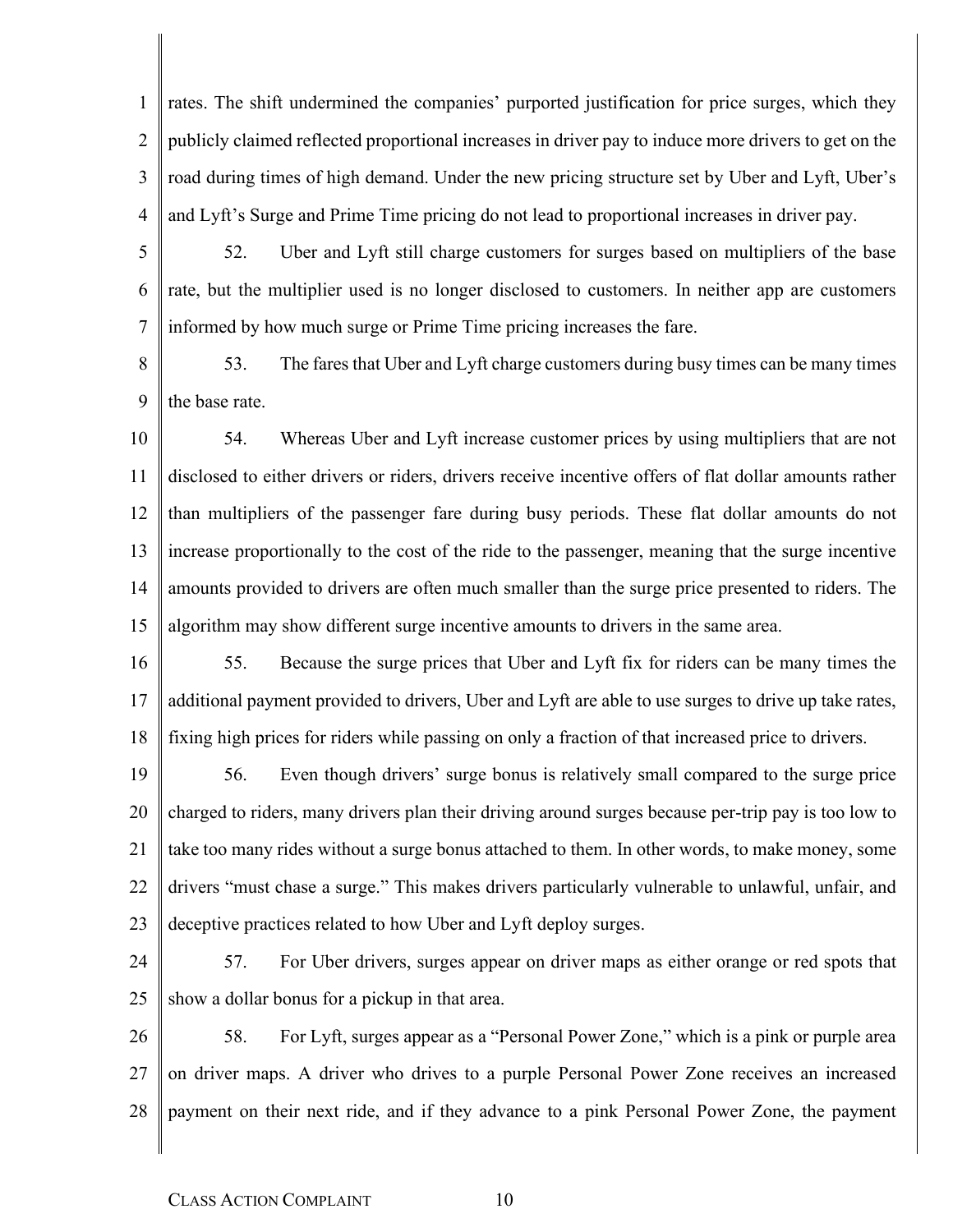rates. The shift undermined the companies' purported justification for price surges, which they publicly claimed reflected proportional increases in driver pay to induce more drivers to get on the road during times of high demand. Under the new pricing structure set by Uber and Lyft, Uber's and Lyft's Surge and Prime Time pricing do not lead to proportional increases in driver pay.

52. Uber and Lyft still charge customers for surges based on multipliers of the base rate, but the multiplier used is no longer disclosed to customers. In neither app are customers informed by how much surge or Prime Time pricing increases the fare.

53. The fares that Uber and Lyft charge customers during busy times can be many times the base rate.

54. Whereas Uber and Lyft increase customer prices by using multipliers that are not disclosed to either drivers or riders, drivers receive incentive offers of flat dollar amounts rather than multipliers of the passenger fare during busy periods. These flat dollar amounts do not increase proportionally to the cost of the ride to the passenger, meaning that the surge incentive amounts provided to drivers are often much smaller than the surge price presented to riders. The algorithm may show different surge incentive amounts to drivers in the same area.

55. Because the surge prices that Uber and Lyft fix for riders can be many times the additional payment provided to drivers, Uber and Lyft are able to use surges to drive up take rates, fixing high prices for riders while passing on only a fraction of that increased price to drivers.

56. Even though drivers' surge bonus is relatively small compared to the surge price charged to riders, many drivers plan their driving around surges because per-trip pay is too low to take too many rides without a surge bonus attached to them. In other words, to make money, some drivers "must chase a surge." This makes drivers particularly vulnerable to unlawful, unfair, and deceptive practices related to how Uber and Lyft deploy surges.

57. For Uber drivers, surges appear on driver maps as either orange or red spots that show a dollar bonus for a pickup in that area.

58. For Lyft, surges appear as a "Personal Power Zone," which is a pink or purple area on driver maps. A driver who drives to a purple Personal Power Zone receives an increased payment on their next ride, and if they advance to a pink Personal Power Zone, the payment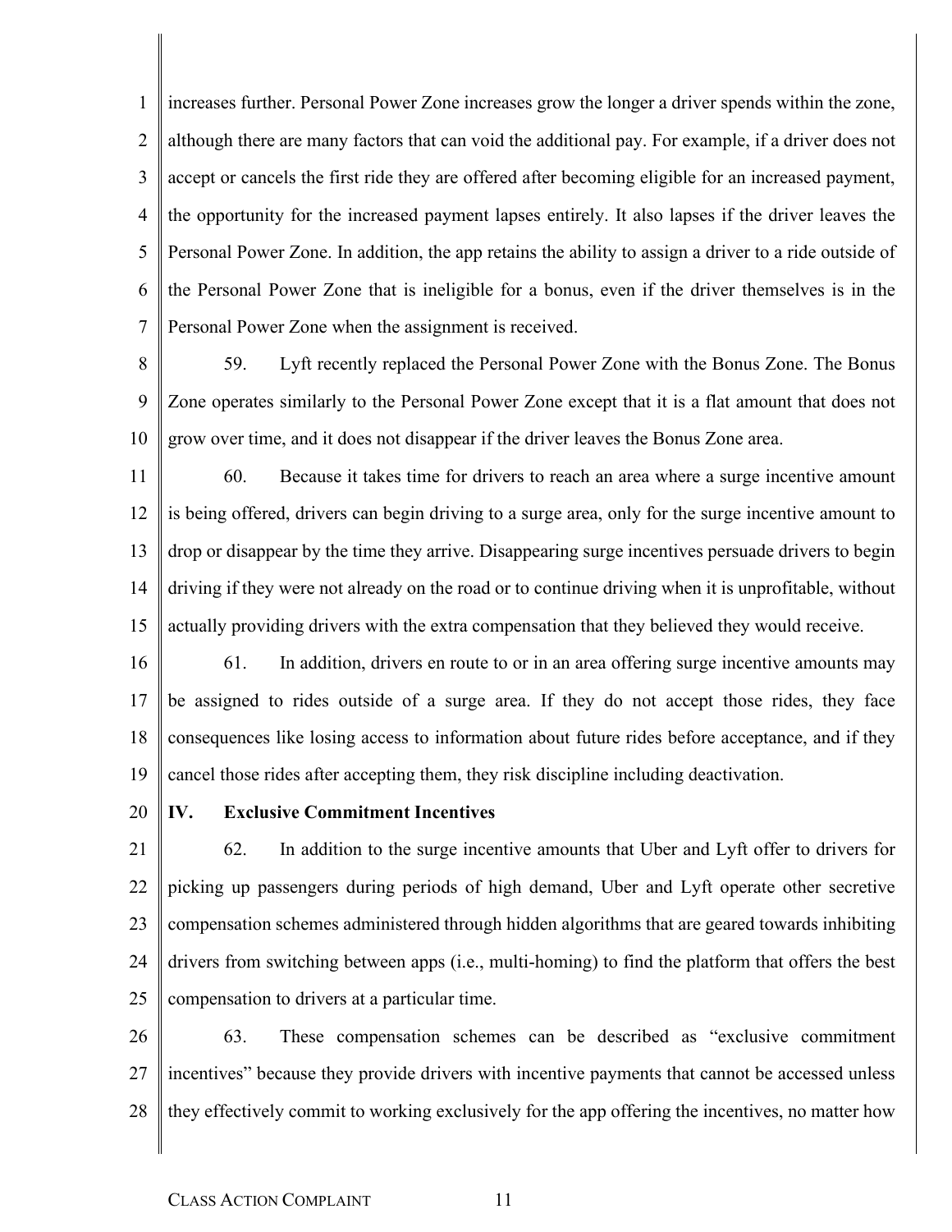increases further. Personal Power Zone increases grow the longer a driver spends within the zone, although there are many factors that can void the additional pay. For example, if a driver does not accept or cancels the first ride they are offered after becoming eligible for an increased payment, the opportunity for the increased payment lapses entirely. It also lapses if the driver leaves the Personal Power Zone. In addition, the app retains the ability to assign a driver to a ride outside of the Personal Power Zone that is ineligible for a bonus, even if the driver themselves is in the Personal Power Zone when the assignment is received.

59. Lyft recently replaced the Personal Power Zone with the Bonus Zone. The Bonus Zone operates similarly to the Personal Power Zone except that it is a flat amount that does not grow over time, and it does not disappear if the driver leaves the Bonus Zone area.

60. Because it takes time for drivers to reach an area where a surge incentive amount is being offered, drivers can begin driving to a surge area, only for the surge incentive amount to drop or disappear by the time they arrive. Disappearing surge incentives persuade drivers to begin driving if they were not already on the road or to continue driving when it is unprofitable, without actually providing drivers with the extra compensation that they believed they would receive.

61. In addition, drivers en route to or in an area offering surge incentive amounts may be assigned to rides outside of a surge area. If they do not accept those rides, they face consequences like losing access to information about future rides before acceptance, and if they cancel those rides after accepting them, they risk discipline including deactivation.

## IV. Exclusive Commitment Incentives

62. In addition to the surge incentive amounts that Uber and Lyft offer to drivers for picking up passengers during periods of high demand, Uber and Lyft operate other secretive compensation schemes administered through hidden algorithms that are geared towards inhibiting drivers from switching between apps (i.e., multi-homing) to find the platform that offers the best compensation to drivers at a particular time.

63. These compensation schemes can be described as "exclusive commitment incentives" because they provide drivers with incentive payments that cannot be accessed unless they effectively commit to working exclusively for the app offering the incentives, no matter how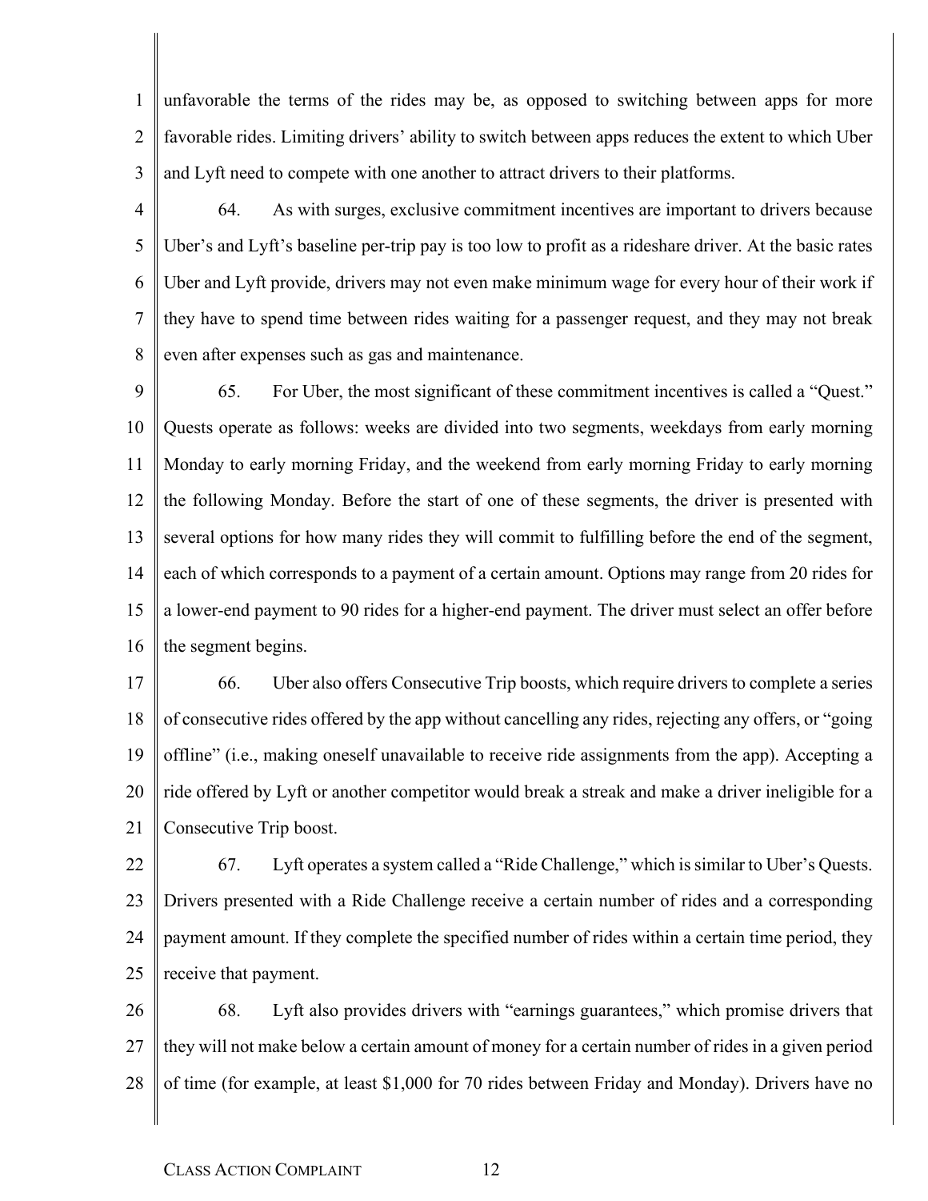unfavorable the terms of the rides may be, as opposed to switching between apps for more favorable rides. Limiting drivers' ability to switch between apps reduces the extent to which Uber and Lyft need to compete with one another to attract drivers to their platforms.

64. As with surges, exclusive commitment incentives are important to drivers because Uber's and Lyft's baseline per-trip pay is too low to profit as a rideshare driver. At the basic rates Uber and Lyft provide, drivers may not even make minimum wage for every hour of their work if they have to spend time between rides waiting for a passenger request, and they may not break even after expenses such as gas and maintenance.

65. For Uber, the most significant of these commitment incentives is called a "Quest." Quests operate as follows: weeks are divided into two segments, weekdays from early morning Monday to early morning Friday, and the weekend from early morning Friday to early morning the following Monday. Before the start of one of these segments, the driver is presented with several options for how many rides they will commit to fulfilling before the end of the segment, each of which corresponds to a payment of a certain amount. Options may range from 20 rides for a lower-end payment to 90 rides for a higher-end payment. The driver must select an offer before the segment begins.

66. Uber also offers Consecutive Trip boosts, which require drivers to complete a series of consecutive rides offered by the app without cancelling any rides, rejecting any offers, or "going offline" (i.e., making oneself unavailable to receive ride assignments from the app). Accepting a ride offered by Lyft or another competitor would break a streak and make a driver ineligible for a Consecutive Trip boost.

67. Lyft operates a system called a "Ride Challenge," which is similar to Uber's Quests. Drivers presented with a Ride Challenge receive a certain number of rides and a corresponding payment amount. If they complete the specified number of rides within a certain time period, they receive that payment.

68. Lyft also provides drivers with "earnings guarantees," which promise drivers that they will not make below a certain amount of money for a certain number of rides in a given period of time (for example, at least $1,000 for 70 rides between Friday and Monday). Drivers have no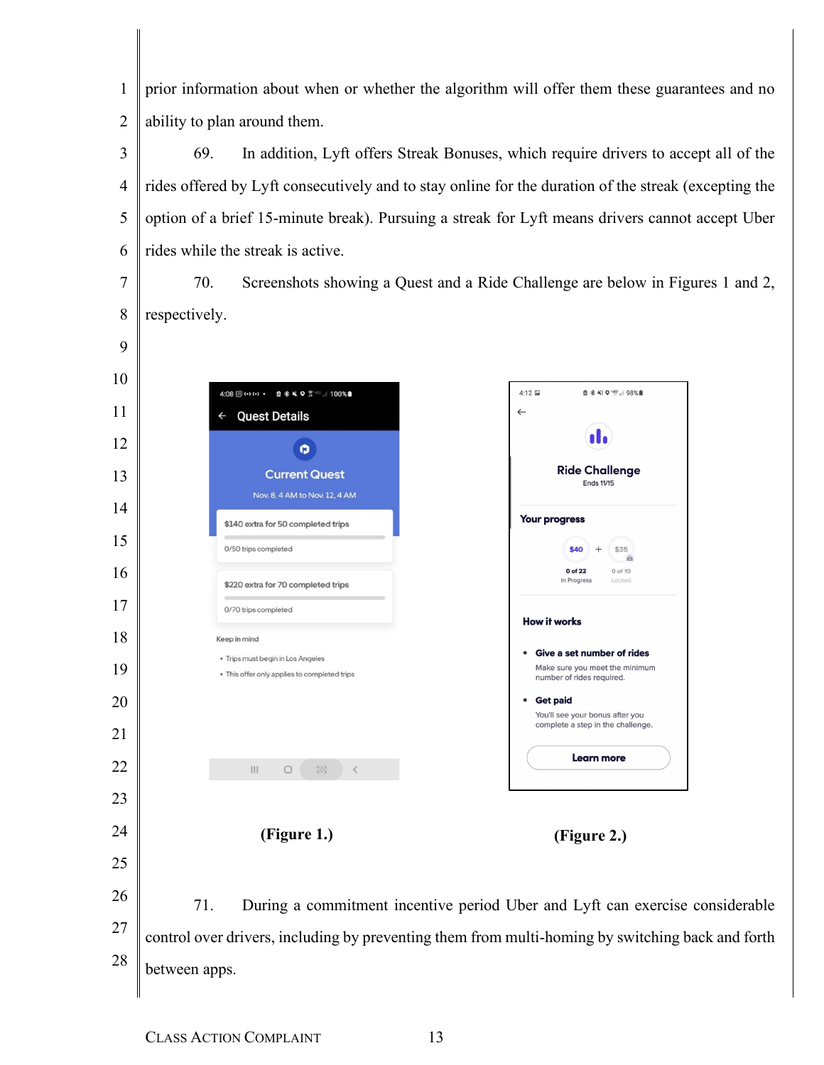prior information about when or whether the algorithm will offer them these guarantees and no ability to plan around them.

69. In addition, Lyft offers Streak Bonuses, which require drivers to accept all of the rides offered by Lyft consecutively and to stay online for the duration of the streak (excepting the option of a brief 15-minute break). Pursuing a streak for Lyft means drivers cannot accept Uber rides while the streak is active.

70. Screenshots showing a Quest and a Ride Challenge are below in Figures 1 and 2, respectively.

**(Figure 1.)**

**(Figure 2.)**

71. During a commitment incentive period Uber and Lyft can exercise considerable control over drivers, including by preventing them from multi-homing by switching back and forth between apps.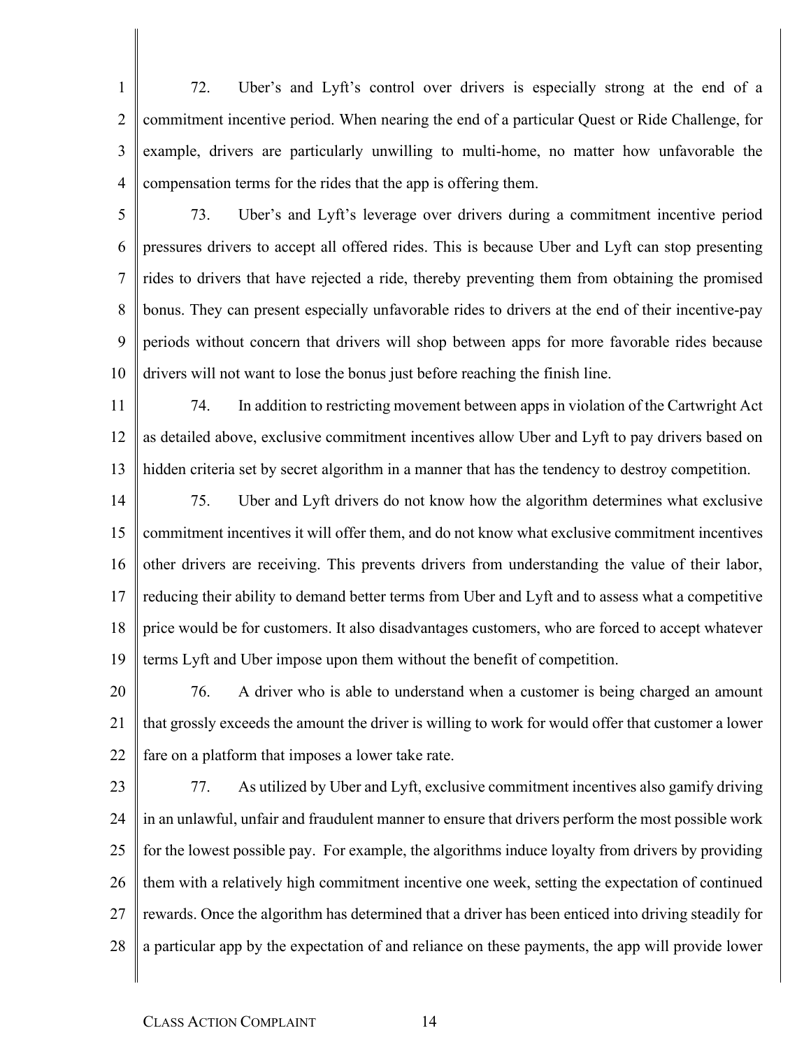72. Uber's and Lyft's control over drivers is especially strong at the end of a commitment incentive period. When nearing the end of a particular Quest or Ride Challenge, for example, drivers are particularly unwilling to multi-home, no matter how unfavorable the compensation terms for the rides that the app is offering them.

73. Uber's and Lyft's leverage over drivers during a commitment incentive period pressures drivers to accept all offered rides. This is because Uber and Lyft can stop presenting rides to drivers that have rejected a ride, thereby preventing them from obtaining the promised bonus. They can present especially unfavorable rides to drivers at the end of their incentive-pay periods without concern that drivers will shop between apps for more favorable rides because drivers will not want to lose the bonus just before reaching the finish line.

74. In addition to restricting movement between apps in violation of the Cartwright Act as detailed above, exclusive commitment incentives allow Uber and Lyft to pay drivers based on hidden criteria set by secret algorithm in a manner that has the tendency to destroy competition.

75. Uber and Lyft drivers do not know how the algorithm determines what exclusive commitment incentives it will offer them, and do not know what exclusive commitment incentives other drivers are receiving. This prevents drivers from understanding the value of their labor, reducing their ability to demand better terms from Uber and Lyft and to assess what a competitive price would be for customers. It also disadvantages customers, who are forced to accept whatever terms Lyft and Uber impose upon them without the benefit of competition.

76. A driver who is able to understand when a customer is being charged an amount that grossly exceeds the amount the driver is willing to work for would offer that customer a lower fare on a platform that imposes a lower take rate.

77. As utilized by Uber and Lyft, exclusive commitment incentives also gamify driving in an unlawful, unfair and fraudulent manner to ensure that drivers perform the most possible work for the lowest possible pay. For example, the algorithms induce loyalty from drivers by providing them with a relatively high commitment incentive one week, setting the expectation of continued rewards. Once the algorithm has determined that a driver has been enticed into driving steadily for a particular app by the expectation of and reliance on these payments, the app will provide lower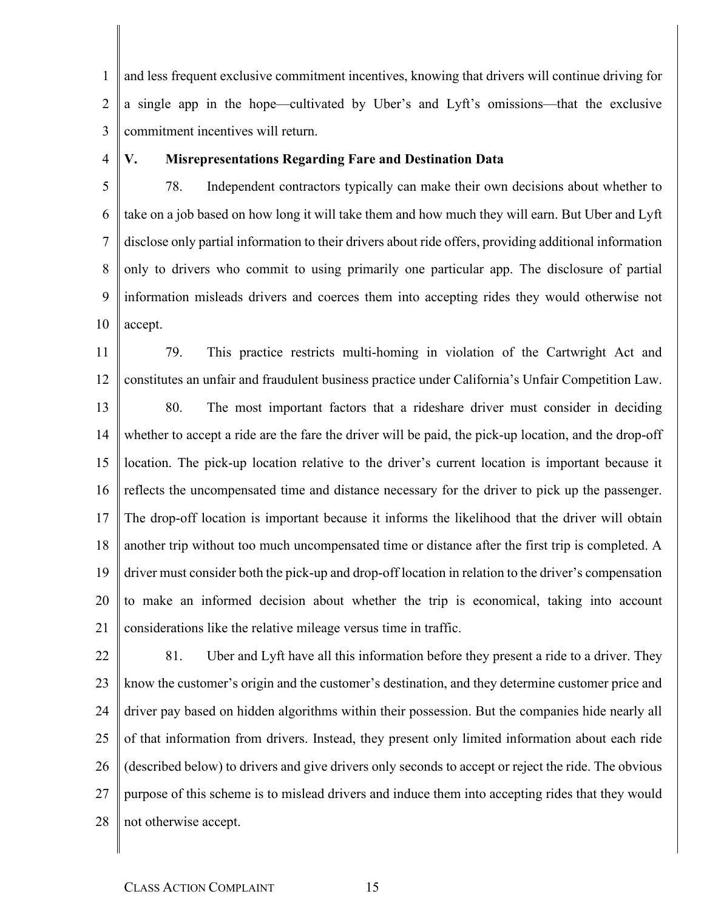and less frequent exclusive commitment incentives, knowing that drivers will continue driving for a single app in the hope—cultivated by Uber's and Lyft's omissions—that the exclusive commitment incentives will return.

## V. Misrepresentations Regarding Fare and Destination Data

78. Independent contractors typically can make their own decisions about whether to take on a job based on how long it will take them and how much they will earn. But Uber and Lyft disclose only partial information to their drivers about ride offers, providing additional information only to drivers who commit to using primarily one particular app. The disclosure of partial information misleads drivers and coerces them into accepting rides they would otherwise not accept.

79. This practice restricts multi-homing in violation of the Cartwright Act and constitutes an unfair and fraudulent business practice under California's Unfair Competition Law.

80. The most important factors that a rideshare driver must consider in deciding whether to accept a ride are the fare the driver will be paid, the pick-up location, and the drop-off location. The pick-up location relative to the driver's current location is important because it reflects the uncompensated time and distance necessary for the driver to pick up the passenger. The drop-off location is important because it informs the likelihood that the driver will obtain another trip without too much uncompensated time or distance after the first trip is completed. A driver must consider both the pick-up and drop-off location in relation to the driver's compensation to make an informed decision about whether the trip is economical, taking into account considerations like the relative mileage versus time in traffic.

81. Uber and Lyft have all this information before they present a ride to a driver. They know the customer's origin and the customer's destination, and they determine customer price and driver pay based on hidden algorithms within their possession. But the companies hide nearly all of that information from drivers. Instead, they present only limited information about each ride (described below) to drivers and give drivers only seconds to accept or reject the ride. The obvious purpose of this scheme is to mislead drivers and induce them into accepting rides that they would not otherwise accept.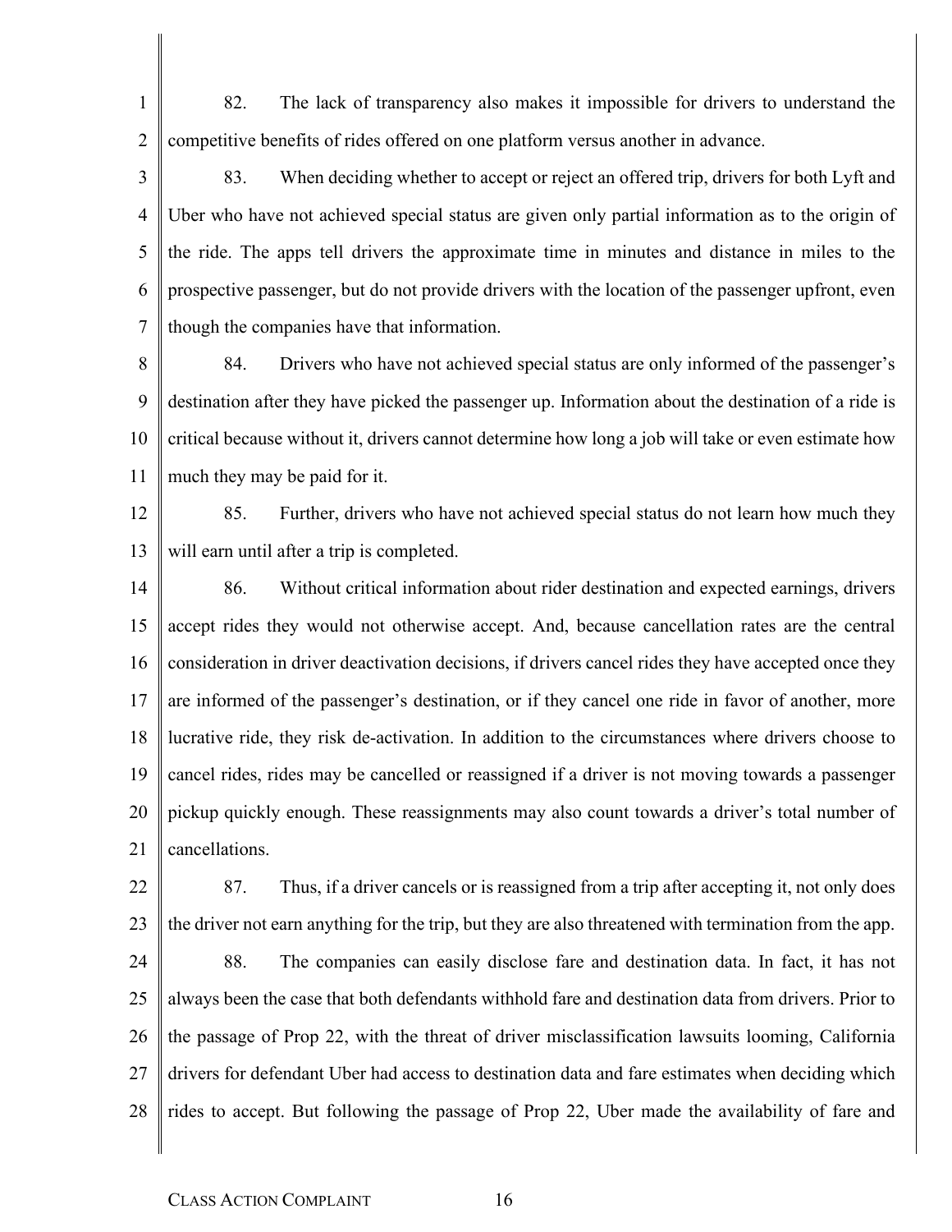82. The lack of transparency also makes it impossible for drivers to understand the competitive benefits of rides offered on one platform versus another in advance.

83. When deciding whether to accept or reject an offered trip, drivers for both Lyft and Uber who have not achieved special status are given only partial information as to the origin of the ride. The apps tell drivers the approximate time in minutes and distance in miles to the prospective passenger, but do not provide drivers with the location of the passenger upfront, even though the companies have that information.

84. Drivers who have not achieved special status are only informed of the passenger's destination after they have picked the passenger up. Information about the destination of a ride is critical because without it, drivers cannot determine how long a job will take or even estimate how much they may be paid for it.

85. Further, drivers who have not achieved special status do not learn how much they will earn until after a trip is completed.

86. Without critical information about rider destination and expected earnings, drivers accept rides they would not otherwise accept. And, because cancellation rates are the central consideration in driver deactivation decisions, if drivers cancel rides they have accepted once they are informed of the passenger's destination, or if they cancel one ride in favor of another, more lucrative ride, they risk de-activation. In addition to the circumstances where drivers choose to cancel rides, rides may be cancelled or reassigned if a driver is not moving towards a passenger pickup quickly enough. These reassignments may also count towards a driver's total number of cancellations.

87. Thus, if a driver cancels or is reassigned from a trip after accepting it, not only does the driver not earn anything for the trip, but they are also threatened with termination from the app.

88. The companies can easily disclose fare and destination data. In fact, it has not always been the case that both defendants withhold fare and destination data from drivers. Prior to the passage of Prop 22, with the threat of driver misclassification lawsuits looming, California drivers for defendant Uber had access to destination data and fare estimates when deciding which rides to accept. But following the passage of Prop 22, Uber made the availability of fare and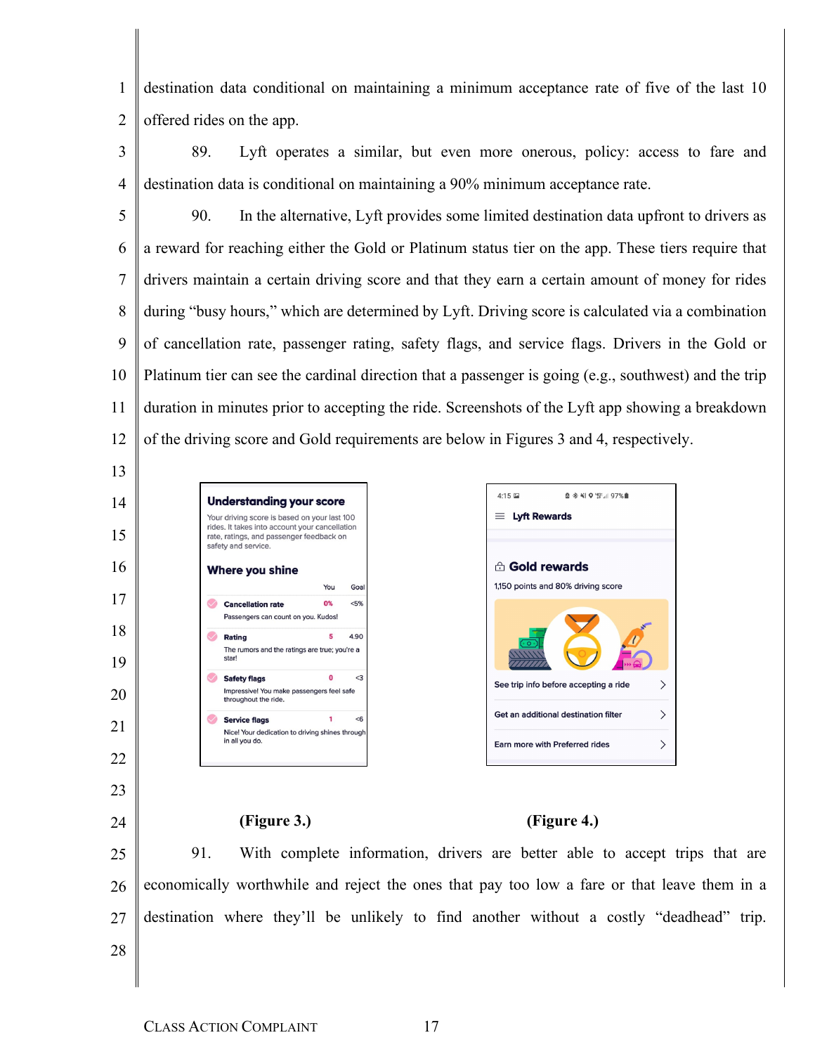destination data conditional on maintaining a minimum acceptance rate of five of the last 10 offered rides on the app.

89. Lyft operates a similar, but even more onerous, policy: access to fare and destination data is conditional on maintaining a 90% minimum acceptance rate.

90. In the alternative, Lyft provides some limited destination data upfront to drivers as a reward for reaching either the Gold or Platinum status tier on the app. These tiers require that drivers maintain a certain driving score and that they earn a certain amount of money for rides during "busy hours," which are determined by Lyft. Driving score is calculated via a combination of cancellation rate, passenger rating, safety flags, and service flags. Drivers in the Gold or Platinum tier can see the cardinal direction that a passenger is going (e.g., southwest) and the trip duration in minutes prior to accepting the ride. Screenshots of the Lyft app showing a breakdown of the driving score and Gold requirements are below in Figures 3 and 4, respectively.

**(Figure 3.)**

**(Figure 4.)**

91. With complete information, drivers are better able to accept trips that are economically worthwhile and reject the ones that pay too low a fare or that leave them in a destination where they'll be unlikely to find another without a costly "deadhead" trip.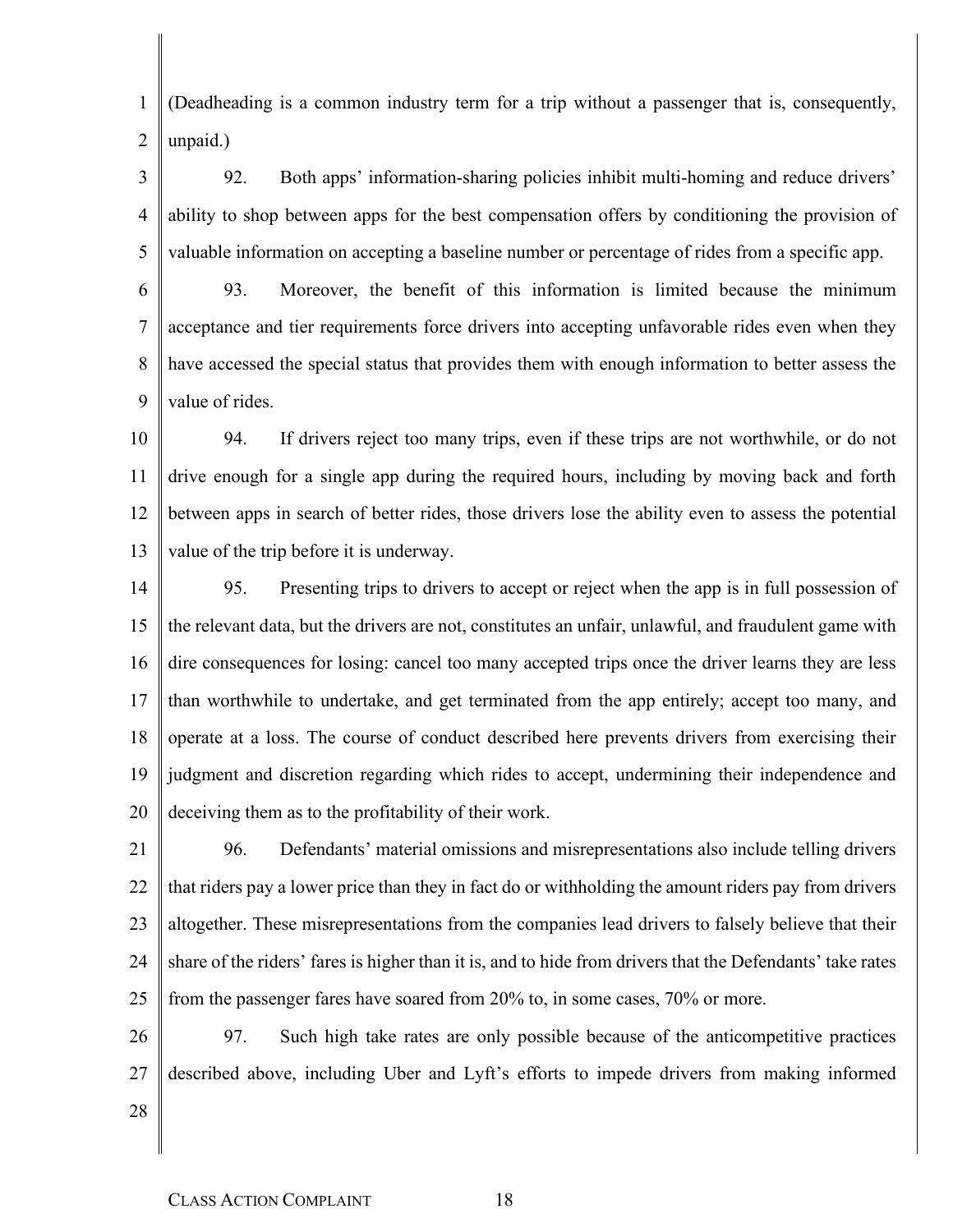(Deadheading is a common industry term for a trip without a passenger that is, consequently, unpaid.)

92. Both apps' information-sharing policies inhibit multi-homing and reduce drivers' ability to shop between apps for the best compensation offers by conditioning the provision of valuable information on accepting a baseline number or percentage of rides from a specific app.

93. Moreover, the benefit of this information is limited because the minimum acceptance and tier requirements force drivers into accepting unfavorable rides even when they have accessed the special status that provides them with enough information to better assess the value of rides.

94. If drivers reject too many trips, even if these trips are not worthwhile, or do not drive enough for a single app during the required hours, including by moving back and forth between apps in search of better rides, those drivers lose the ability even to assess the potential value of the trip before it is underway.

95. Presenting trips to drivers to accept or reject when the app is in full possession of the relevant data, but the drivers are not, constitutes an unfair, unlawful, and fraudulent game with dire consequences for losing: cancel too many accepted trips once the driver learns they are less than worthwhile to undertake, and get terminated from the app entirely; accept too many, and operate at a loss. The course of conduct described here prevents drivers from exercising their judgment and discretion regarding which rides to accept, undermining their independence and deceiving them as to the profitability of their work.

96. Defendants' material omissions and misrepresentations also include telling drivers that riders pay a lower price than they in fact do or withholding the amount riders pay from drivers altogether. These misrepresentations from the companies lead drivers to falsely believe that their share of the riders' fares is higher than it is, and to hide from drivers that the Defendants' take rates from the passenger fares have soared from 20% to, in some cases, 70% or more.

97. Such high take rates are only possible because of the anticompetitive practices described above, including Uber and Lyft's efforts to impede drivers from making informed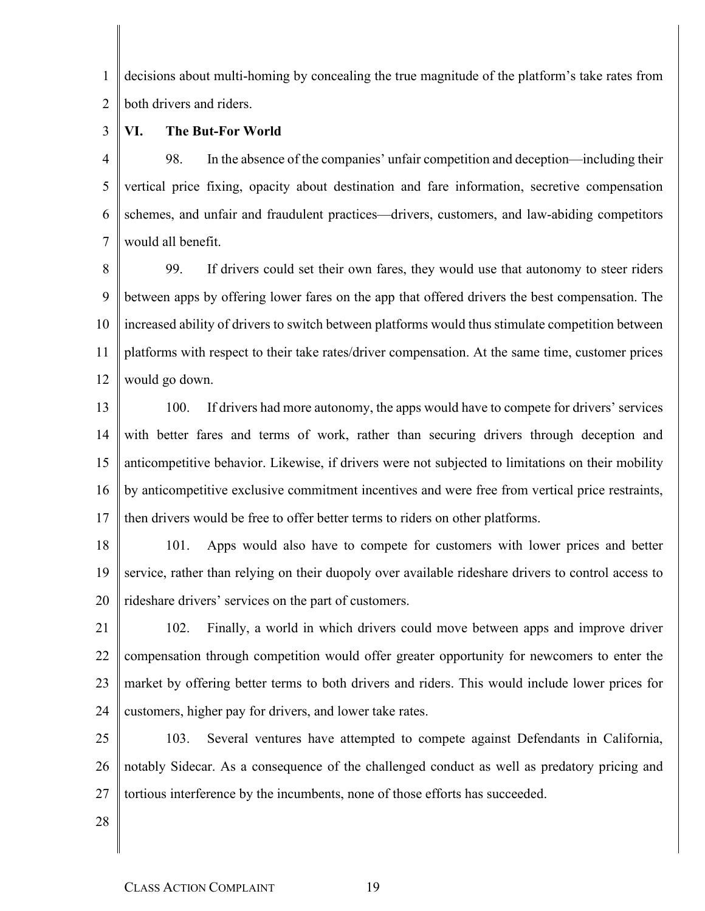decisions about multi-homing by concealing the true magnitude of the platform's take rates from both drivers and riders.

## VI. The But-For World

98. In the absence of the companies' unfair competition and deception—including their vertical price fixing, opacity about destination and fare information, secretive compensation schemes, and unfair and fraudulent practices—drivers, customers, and law-abiding competitors would all benefit.

99. If drivers could set their own fares, they would use that autonomy to steer riders between apps by offering lower fares on the app that offered drivers the best compensation. The increased ability of drivers to switch between platforms would thus stimulate competition between platforms with respect to their take rates/driver compensation. At the same time, customer prices would go down.

100. If drivers had more autonomy, the apps would have to compete for drivers' services with better fares and terms of work, rather than securing drivers through deception and anticompetitive behavior. Likewise, if drivers were not subjected to limitations on their mobility by anticompetitive exclusive commitment incentives and were free from vertical price restraints, then drivers would be free to offer better terms to riders on other platforms.

101. Apps would also have to compete for customers with lower prices and better service, rather than relying on their duopoly over available rideshare drivers to control access to rideshare drivers' services on the part of customers.

102. Finally, a world in which drivers could move between apps and improve driver compensation through competition would offer greater opportunity for newcomers to enter the market by offering better terms to both drivers and riders. This would include lower prices for customers, higher pay for drivers, and lower take rates.

103. Several ventures have attempted to compete against Defendants in California, notably Sidecar. As a consequence of the challenged conduct as well as predatory pricing and tortious interference by the incumbents, none of those efforts has succeeded.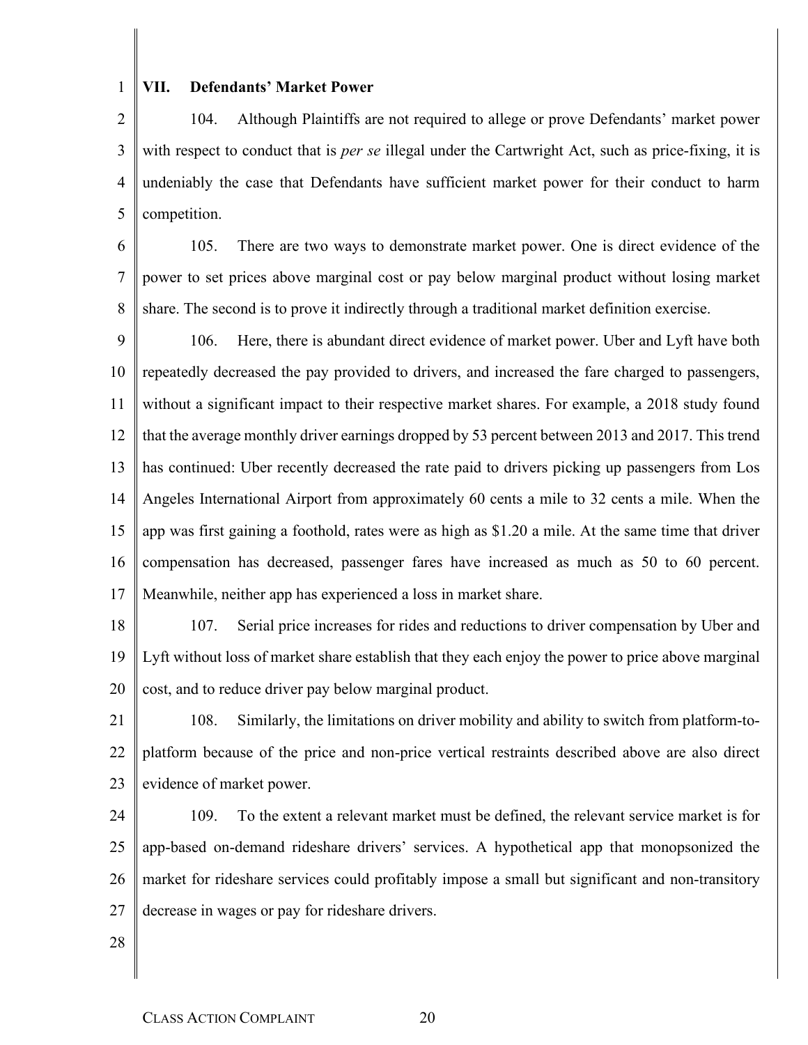## VII. Defendants' Market Power

104. Although Plaintiffs are not required to allege or prove Defendants' market power with respect to conduct that is *per se* illegal under the Cartwright Act, such as price-fixing, it is undeniably the case that Defendants have sufficient market power for their conduct to harm competition.

105. There are two ways to demonstrate market power. One is direct evidence of the power to set prices above marginal cost or pay below marginal product without losing market share. The second is to prove it indirectly through a traditional market definition exercise.

106. Here, there is abundant direct evidence of market power. Uber and Lyft have both repeatedly decreased the pay provided to drivers, and increased the fare charged to passengers, without a significant impact to their respective market shares. For example, a 2018 study found that the average monthly driver earnings dropped by 53 percent between 2013 and 2017. This trend has continued: Uber recently decreased the rate paid to drivers picking up passengers from Los Angeles International Airport from approximately 60 cents a mile to 32 cents a mile. When the app was first gaining a foothold, rates were as high as $1.20 a mile. At the same time that driver compensation has decreased, passenger fares have increased as much as 50 to 60 percent. Meanwhile, neither app has experienced a loss in market share.

107. Serial price increases for rides and reductions to driver compensation by Uber and Lyft without loss of market share establish that they each enjoy the power to price above marginal cost, and to reduce driver pay below marginal product.

108. Similarly, the limitations on driver mobility and ability to switch from platform-to-platform because of the price and non-price vertical restraints described above are also direct evidence of market power.

109. To the extent a relevant market must be defined, the relevant service market is for app-based on-demand rideshare drivers' services. A hypothetical app that monopsonized the market for rideshare services could profitably impose a small but significant and non-transitory decrease in wages or pay for rideshare drivers.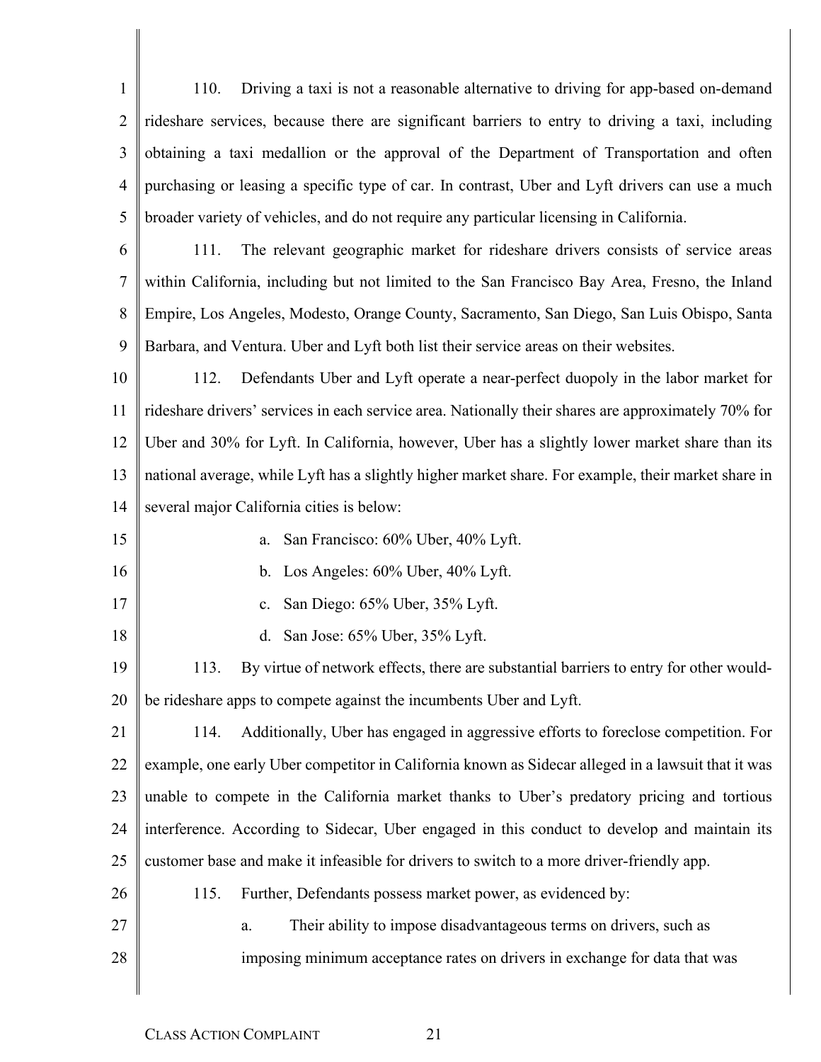110. Driving a taxi is not a reasonable alternative to driving for app-based on-demand rideshare services, because there are significant barriers to entry to driving a taxi, including obtaining a taxi medallion or the approval of the Department of Transportation and often purchasing or leasing a specific type of car. In contrast, Uber and Lyft drivers can use a much broader variety of vehicles, and do not require any particular licensing in California.

111. The relevant geographic market for rideshare drivers consists of service areas within California, including but not limited to the San Francisco Bay Area, Fresno, the Inland Empire, Los Angeles, Modesto, Orange County, Sacramento, San Diego, San Luis Obispo, Santa Barbara, and Ventura. Uber and Lyft both list their service areas on their websites.

112. Defendants Uber and Lyft operate a near-perfect duopoly in the labor market for rideshare drivers' services in each service area. Nationally their shares are approximately 70% for Uber and 30% for Lyft. In California, however, Uber has a slightly lower market share than its national average, while Lyft has a slightly higher market share. For example, their market share in several major California cities is below:

a. San Francisco: 60% Uber, 40% Lyft.

b. Los Angeles: 60% Uber, 40% Lyft.

c. San Diego: 65% Uber, 35% Lyft.

d. San Jose: 65% Uber, 35% Lyft.

113. By virtue of network effects, there are substantial barriers to entry for other would-be rideshare apps to compete against the incumbents Uber and Lyft.

114. Additionally, Uber has engaged in aggressive efforts to foreclose competition. For example, one early Uber competitor in California known as Sidecar alleged in a lawsuit that it was unable to compete in the California market thanks to Uber's predatory pricing and tortious interference. According to Sidecar, Uber engaged in this conduct to develop and maintain its customer base and make it infeasible for drivers to switch to a more driver-friendly app.

115. Further, Defendants possess market power, as evidenced by:

a. Their ability to impose disadvantageous terms on drivers, such as imposing minimum acceptance rates on drivers in exchange for data that was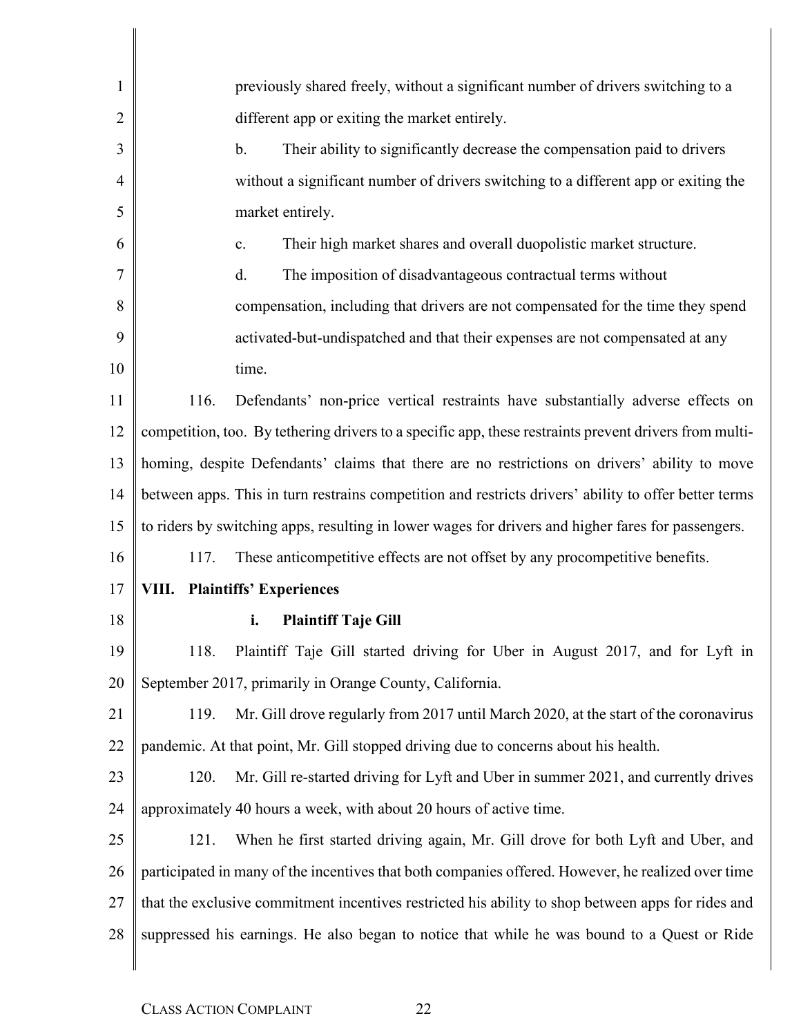previously shared freely, without a significant number of drivers switching to a different app or exiting the market entirely.

b. Their ability to significantly decrease the compensation paid to drivers without a significant number of drivers switching to a different app or exiting the market entirely.

c. Their high market shares and overall duopolistic market structure.

d. The imposition of disadvantageous contractual terms without compensation, including that drivers are not compensated for the time they spend activated-but-undispatched and that their expenses are not compensated at any time.

116. Defendants' non-price vertical restraints have substantially adverse effects on competition, too. By tethering drivers to a specific app, these restraints prevent drivers from multi-homing, despite Defendants' claims that there are no restrictions on drivers' ability to move between apps. This in turn restrains competition and restricts drivers' ability to offer better terms to riders by switching apps, resulting in lower wages for drivers and higher fares for passengers.

117. These anticompetitive effects are not offset by any procompetitive benefits.

## VIII. Plaintiffs' Experiences

### i. Plaintiff Taje Gill

118. Plaintiff Taje Gill started driving for Uber in August 2017, and for Lyft in September 2017, primarily in Orange County, California.

119. Mr. Gill drove regularly from 2017 until March 2020, at the start of the coronavirus pandemic. At that point, Mr. Gill stopped driving due to concerns about his health.

120. Mr. Gill re-started driving for Lyft and Uber in summer 2021, and currently drives approximately 40 hours a week, with about 20 hours of active time.

121. When he first started driving again, Mr. Gill drove for both Lyft and Uber, and participated in many of the incentives that both companies offered. However, he realized over time that the exclusive commitment incentives restricted his ability to shop between apps for rides and suppressed his earnings. He also began to notice that while he was bound to a Quest or Ride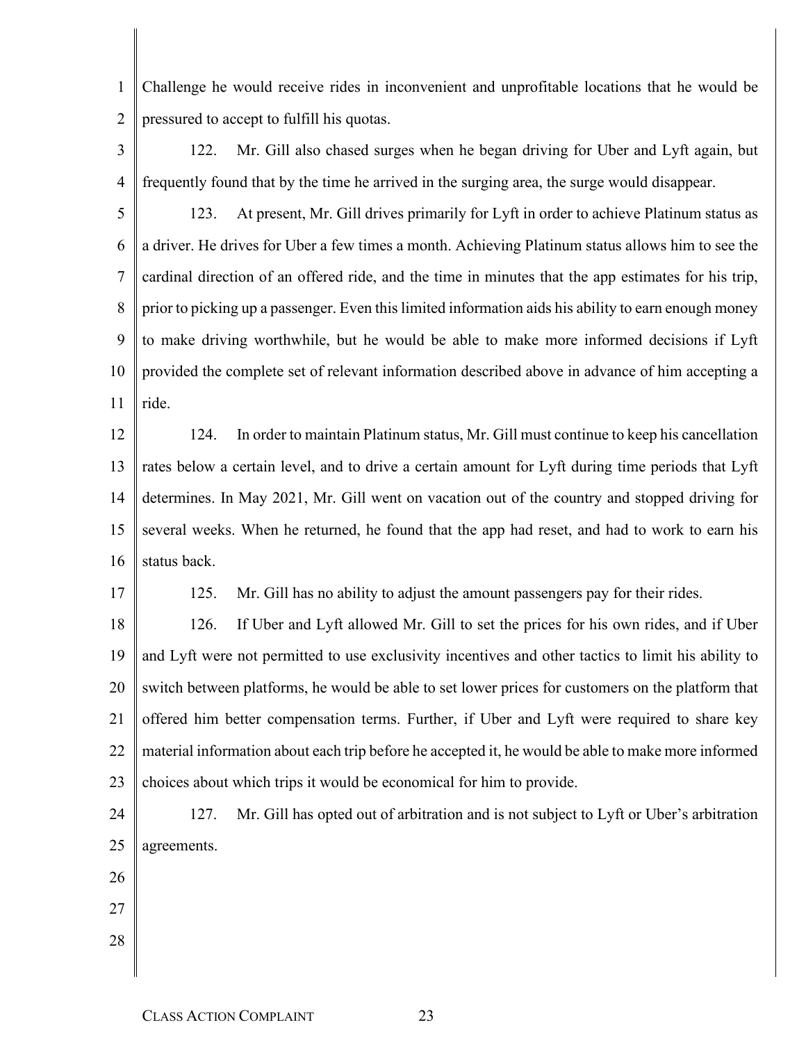Challenge he would receive rides in inconvenient and unprofitable locations that he would be pressured to accept to fulfill his quotas.

122. Mr. Gill also chased surges when he began driving for Uber and Lyft again, but frequently found that by the time he arrived in the surging area, the surge would disappear.

123. At present, Mr. Gill drives primarily for Lyft in order to achieve Platinum status as a driver. He drives for Uber a few times a month. Achieving Platinum status allows him to see the cardinal direction of an offered ride, and the time in minutes that the app estimates for his trip, prior to picking up a passenger. Even this limited information aids his ability to earn enough money to make driving worthwhile, but he would be able to make more informed decisions if Lyft provided the complete set of relevant information described above in advance of him accepting a ride.

124. In order to maintain Platinum status, Mr. Gill must continue to keep his cancellation rates below a certain level, and to drive a certain amount for Lyft during time periods that Lyft determines. In May 2021, Mr. Gill went on vacation out of the country and stopped driving for several weeks. When he returned, he found that the app had reset, and had to work to earn his status back.

125. Mr. Gill has no ability to adjust the amount passengers pay for their rides.

126. If Uber and Lyft allowed Mr. Gill to set the prices for his own rides, and if Uber and Lyft were not permitted to use exclusivity incentives and other tactics to limit his ability to switch between platforms, he would be able to set lower prices for customers on the platform that offered him better compensation terms. Further, if Uber and Lyft were required to share key material information about each trip before he accepted it, he would be able to make more informed choices about which trips it would be economical for him to provide.

127. Mr. Gill has opted out of arbitration and is not subject to Lyft or Uber's arbitration agreements.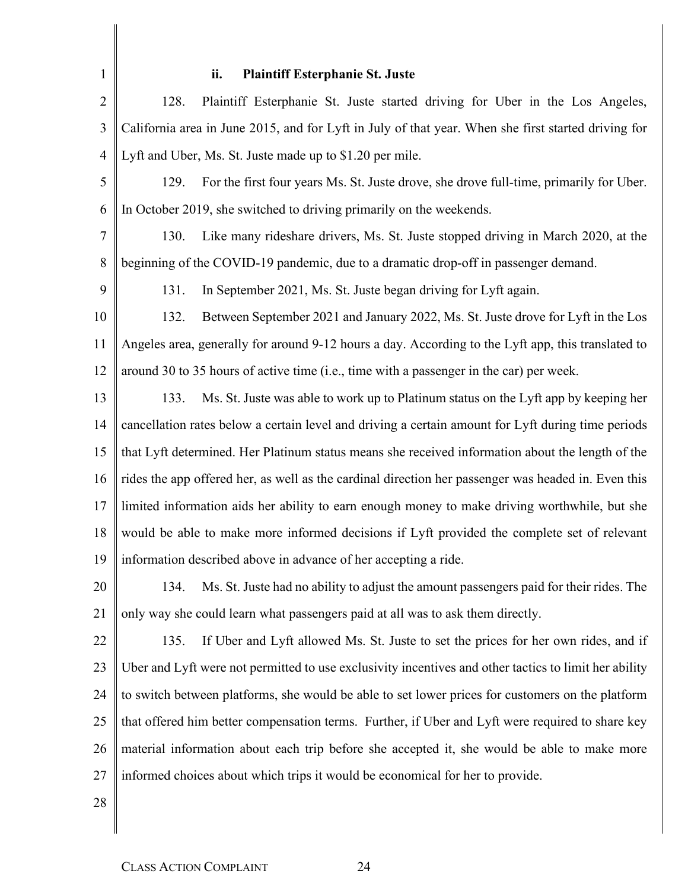### ii. Plaintiff Esterphanie St. Juste

128. Plaintiff Esterphanie St. Juste started driving for Uber in the Los Angeles, California area in June 2015, and for Lyft in July of that year. When she first started driving for Lyft and Uber, Ms. St. Juste made up to $1.20 per mile.

129. For the first four years Ms. St. Juste drove, she drove full-time, primarily for Uber. In October 2019, she switched to driving primarily on the weekends.

130. Like many rideshare drivers, Ms. St. Juste stopped driving in March 2020, at the beginning of the COVID-19 pandemic, due to a dramatic drop-off in passenger demand.

131. In September 2021, Ms. St. Juste began driving for Lyft again.

132. Between September 2021 and January 2022, Ms. St. Juste drove for Lyft in the Los Angeles area, generally for around 9-12 hours a day. According to the Lyft app, this translated to around 30 to 35 hours of active time (i.e., time with a passenger in the car) per week.

133. Ms. St. Juste was able to work up to Platinum status on the Lyft app by keeping her cancellation rates below a certain level and driving a certain amount for Lyft during time periods that Lyft determined. Her Platinum status means she received information about the length of the rides the app offered her, as well as the cardinal direction her passenger was headed in. Even this limited information aids her ability to earn enough money to make driving worthwhile, but she would be able to make more informed decisions if Lyft provided the complete set of relevant information described above in advance of her accepting a ride.

134. Ms. St. Juste had no ability to adjust the amount passengers paid for their rides. The only way she could learn what passengers paid at all was to ask them directly.

135. If Uber and Lyft allowed Ms. St. Juste to set the prices for her own rides, and if Uber and Lyft were not permitted to use exclusivity incentives and other tactics to limit her ability to switch between platforms, she would be able to set lower prices for customers on the platform that offered him better compensation terms. Further, if Uber and Lyft were required to share key material information about each trip before she accepted it, she would be able to make more informed choices about which trips it would be economical for her to provide.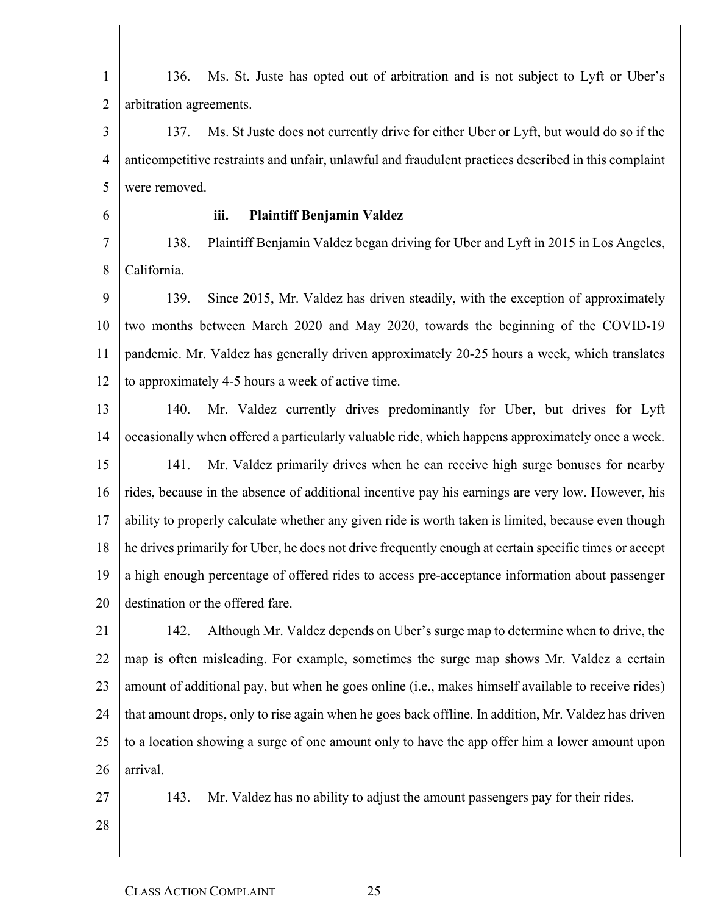136. Ms. St. Juste has opted out of arbitration and is not subject to Lyft or Uber's arbitration agreements.

137. Ms. St Juste does not currently drive for either Uber or Lyft, but would do so if the anticompetitive restraints and unfair, unlawful and fraudulent practices described in this complaint were removed.

### iii. Plaintiff Benjamin Valdez

138. Plaintiff Benjamin Valdez began driving for Uber and Lyft in 2015 in Los Angeles, California.

139. Since 2015, Mr. Valdez has driven steadily, with the exception of approximately two months between March 2020 and May 2020, towards the beginning of the COVID-19 pandemic. Mr. Valdez has generally driven approximately 20-25 hours a week, which translates to approximately 4-5 hours a week of active time.

140. Mr. Valdez currently drives predominantly for Uber, but drives for Lyft occasionally when offered a particularly valuable ride, which happens approximately once a week.

141. Mr. Valdez primarily drives when he can receive high surge bonuses for nearby rides, because in the absence of additional incentive pay his earnings are very low. However, his ability to properly calculate whether any given ride is worth taken is limited, because even though he drives primarily for Uber, he does not drive frequently enough at certain specific times or accept a high enough percentage of offered rides to access pre-acceptance information about passenger destination or the offered fare.

142. Although Mr. Valdez depends on Uber's surge map to determine when to drive, the map is often misleading. For example, sometimes the surge map shows Mr. Valdez a certain amount of additional pay, but when he goes online (i.e., makes himself available to receive rides) that amount drops, only to rise again when he goes back offline. In addition, Mr. Valdez has driven to a location showing a surge of one amount only to have the app offer him a lower amount upon arrival.

143. Mr. Valdez has no ability to adjust the amount passengers pay for their rides.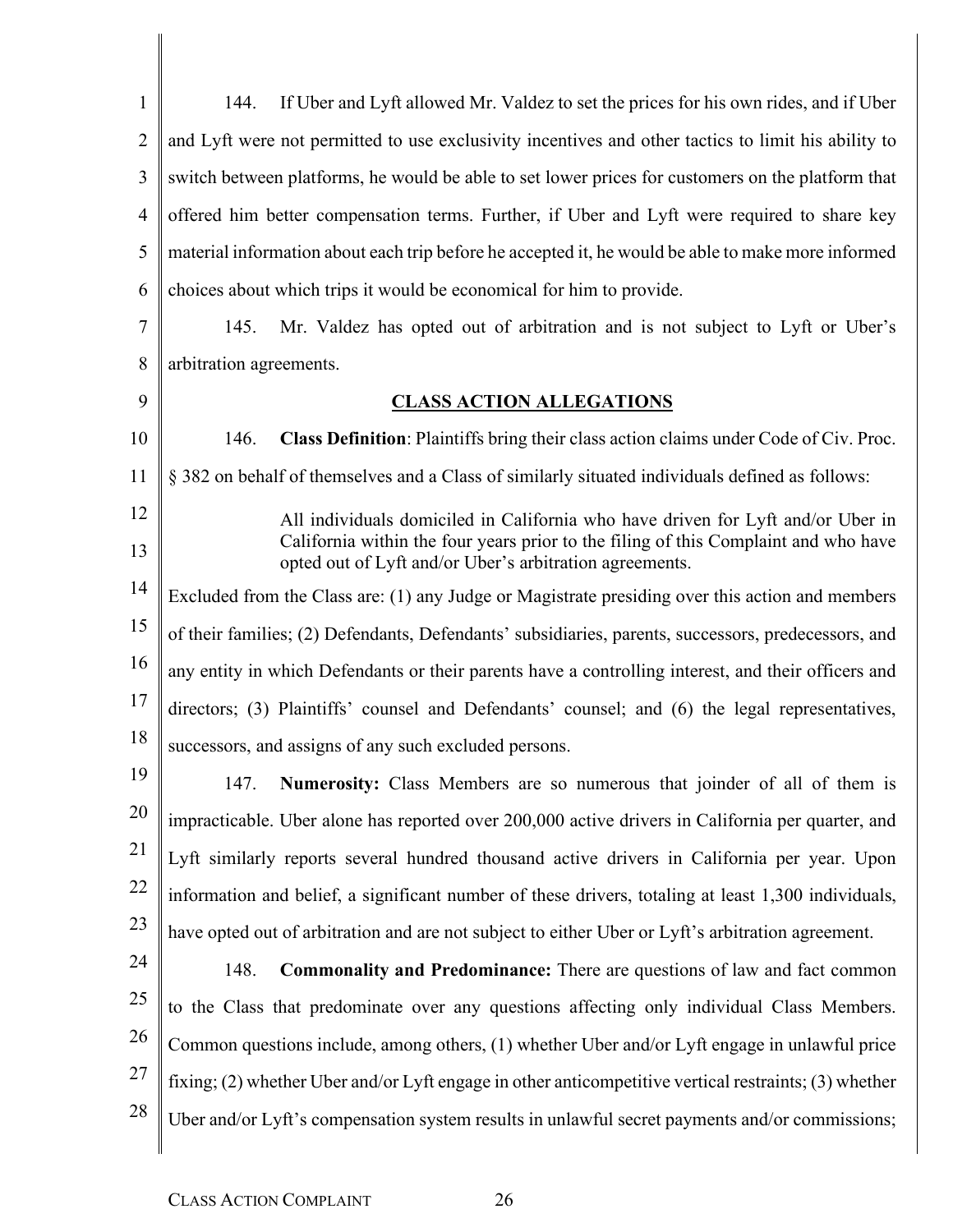144. If Uber and Lyft allowed Mr. Valdez to set the prices for his own rides, and if Uber and Lyft were not permitted to use exclusivity incentives and other tactics to limit his ability to switch between platforms, he would be able to set lower prices for customers on the platform that offered him better compensation terms. Further, if Uber and Lyft were required to share key material information about each trip before he accepted it, he would be able to make more informed choices about which trips it would be economical for him to provide.

145. Mr. Valdez has opted out of arbitration and is not subject to Lyft or Uber's arbitration agreements.

## CLASS ACTION ALLEGATIONS

146. **Class Definition**: Plaintiffs bring their class action claims under Code of Civ. Proc. § 382 on behalf of themselves and a Class of similarly situated individuals defined as follows:

> All individuals domiciled in California who have driven for Lyft and/or Uber in California within the four years prior to the filing of this Complaint and who have opted out of Lyft and/or Uber's arbitration agreements.

Excluded from the Class are: (1) any Judge or Magistrate presiding over this action and members of their families; (2) Defendants, Defendants' subsidiaries, parents, successors, predecessors, and any entity in which Defendants or their parents have a controlling interest, and their officers and directors; (3) Plaintiffs' counsel and Defendants' counsel; and (6) the legal representatives, successors, and assigns of any such excluded persons.

147. **Numerosity:** Class Members are so numerous that joinder of all of them is impracticable. Uber alone has reported over 200,000 active drivers in California per quarter, and Lyft similarly reports several hundred thousand active drivers in California per year. Upon information and belief, a significant number of these drivers, totaling at least 1,300 individuals, have opted out of arbitration and are not subject to either Uber or Lyft's arbitration agreement.

148. **Commonality and Predominance:** There are questions of law and fact common to the Class that predominate over any questions affecting only individual Class Members. Common questions include, among others, (1) whether Uber and/or Lyft engage in unlawful price fixing; (2) whether Uber and/or Lyft engage in other anticompetitive vertical restraints; (3) whether Uber and/or Lyft's compensation system results in unlawful secret payments and/or commissions;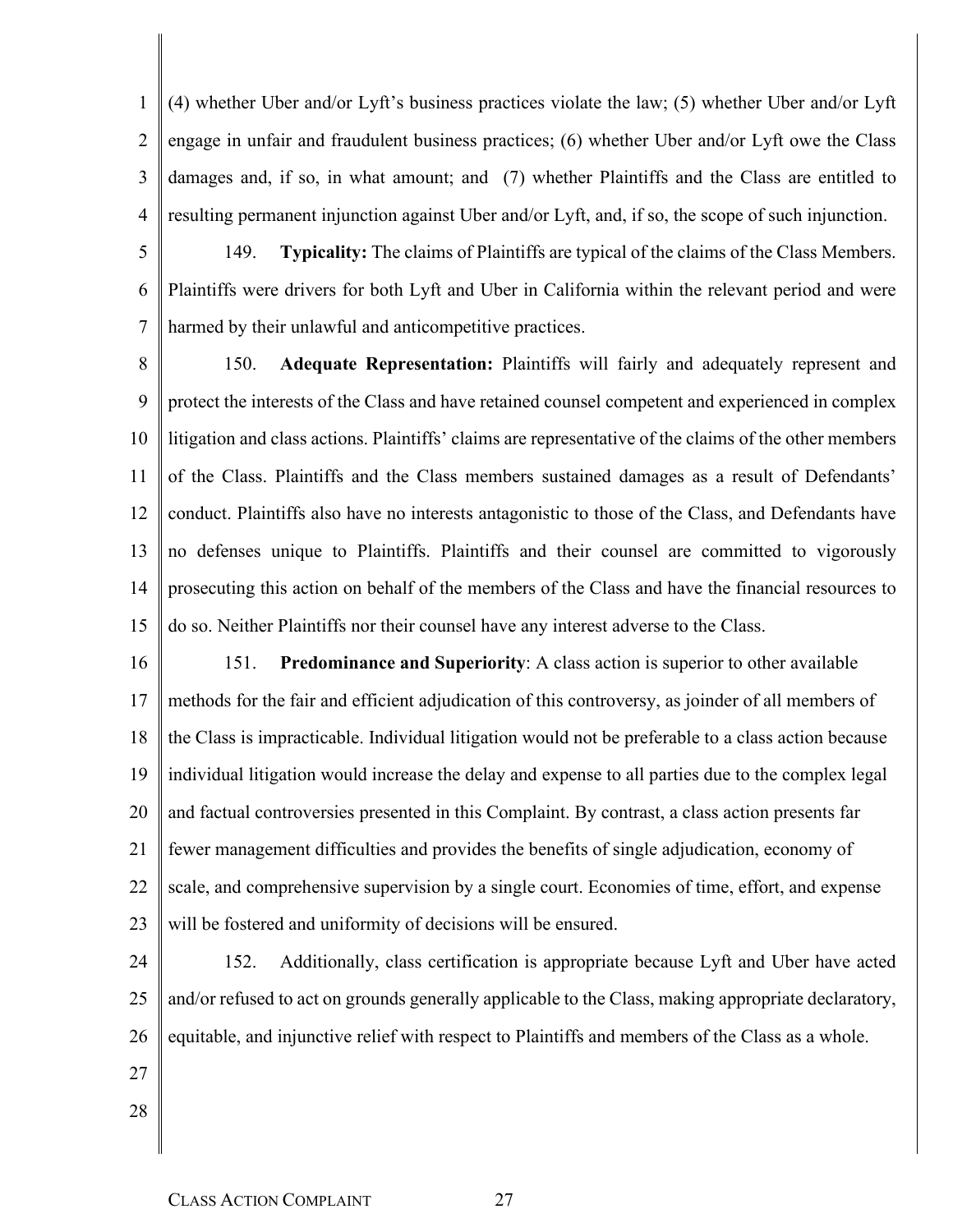(4) whether Uber and/or Lyft's business practices violate the law; (5) whether Uber and/or Lyft engage in unfair and fraudulent business practices; (6) whether Uber and/or Lyft owe the Class damages and, if so, in what amount; and (7) whether Plaintiffs and the Class are entitled to resulting permanent injunction against Uber and/or Lyft, and, if so, the scope of such injunction.

149. **Typicality:** The claims of Plaintiffs are typical of the claims of the Class Members. Plaintiffs were drivers for both Lyft and Uber in California within the relevant period and were harmed by their unlawful and anticompetitive practices.

150. **Adequate Representation:** Plaintiffs will fairly and adequately represent and protect the interests of the Class and have retained counsel competent and experienced in complex litigation and class actions. Plaintiffs' claims are representative of the claims of the other members of the Class. Plaintiffs and the Class members sustained damages as a result of Defendants' conduct. Plaintiffs also have no interests antagonistic to those of the Class, and Defendants have no defenses unique to Plaintiffs. Plaintiffs and their counsel are committed to vigorously prosecuting this action on behalf of the members of the Class and have the financial resources to do so. Neither Plaintiffs nor their counsel have any interest adverse to the Class.

151. **Predominance and Superiority**: A class action is superior to other available methods for the fair and efficient adjudication of this controversy, as joinder of all members of the Class is impracticable. Individual litigation would not be preferable to a class action because individual litigation would increase the delay and expense to all parties due to the complex legal and factual controversies presented in this Complaint. By contrast, a class action presents far fewer management difficulties and provides the benefits of single adjudication, economy of scale, and comprehensive supervision by a single court. Economies of time, effort, and expense will be fostered and uniformity of decisions will be ensured.

152. Additionally, class certification is appropriate because Lyft and Uber have acted and/or refused to act on grounds generally applicable to the Class, making appropriate declaratory, equitable, and injunctive relief with respect to Plaintiffs and members of the Class as a whole.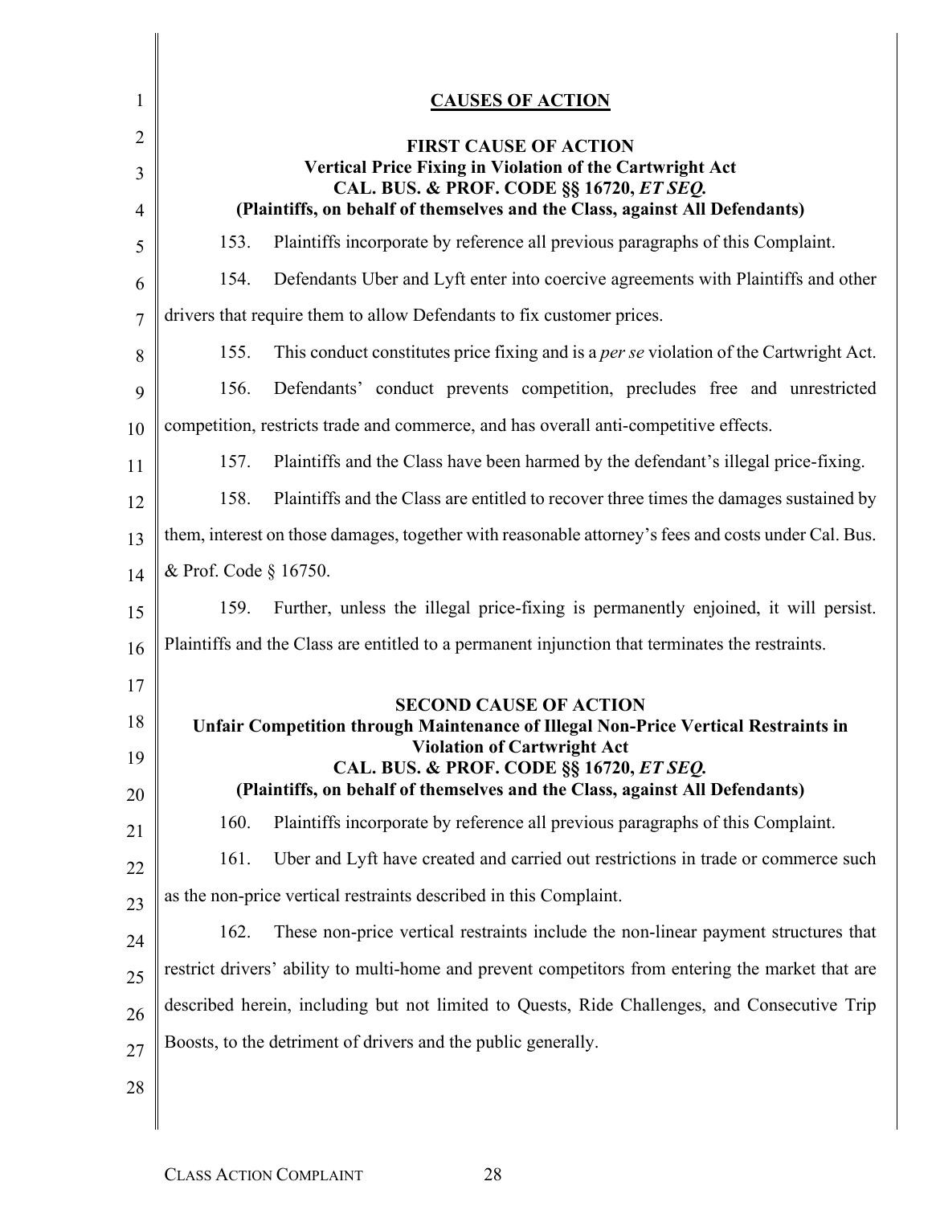## CAUSES OF ACTION

### FIRST CAUSE OF ACTION
### Vertical Price Fixing in Violation of the Cartwright Act
### CAL. BUS. & PROF. CODE §§ 16720, *ET SEQ.*
### (Plaintiffs, on behalf of themselves and the Class, against All Defendants)

153. Plaintiffs incorporate by reference all previous paragraphs of this Complaint.

154. Defendants Uber and Lyft enter into coercive agreements with Plaintiffs and other drivers that require them to allow Defendants to fix customer prices.

155. This conduct constitutes price fixing and is a *per se* violation of the Cartwright Act.

156. Defendants' conduct prevents competition, precludes free and unrestricted competition, restricts trade and commerce, and has overall anti-competitive effects.

157. Plaintiffs and the Class have been harmed by the defendant's illegal price-fixing.

158. Plaintiffs and the Class are entitled to recover three times the damages sustained by them, interest on those damages, together with reasonable attorney's fees and costs under Cal. Bus. & Prof. Code § 16750.

159. Further, unless the illegal price-fixing is permanently enjoined, it will persist. Plaintiffs and the Class are entitled to a permanent injunction that terminates the restraints.

### SECOND CAUSE OF ACTION
### Unfair Competition through Maintenance of Illegal Non-Price Vertical Restraints in Violation of Cartwright Act
### CAL. BUS. & PROF. CODE §§ 16720, *ET SEQ.*
### (Plaintiffs, on behalf of themselves and the Class, against All Defendants)

160. Plaintiffs incorporate by reference all previous paragraphs of this Complaint.

161. Uber and Lyft have created and carried out restrictions in trade or commerce such as the non-price vertical restraints described in this Complaint.

162. These non-price vertical restraints include the non-linear payment structures that restrict drivers' ability to multi-home and prevent competitors from entering the market that are described herein, including but not limited to Quests, Ride Challenges, and Consecutive Trip Boosts, to the detriment of drivers and the public generally.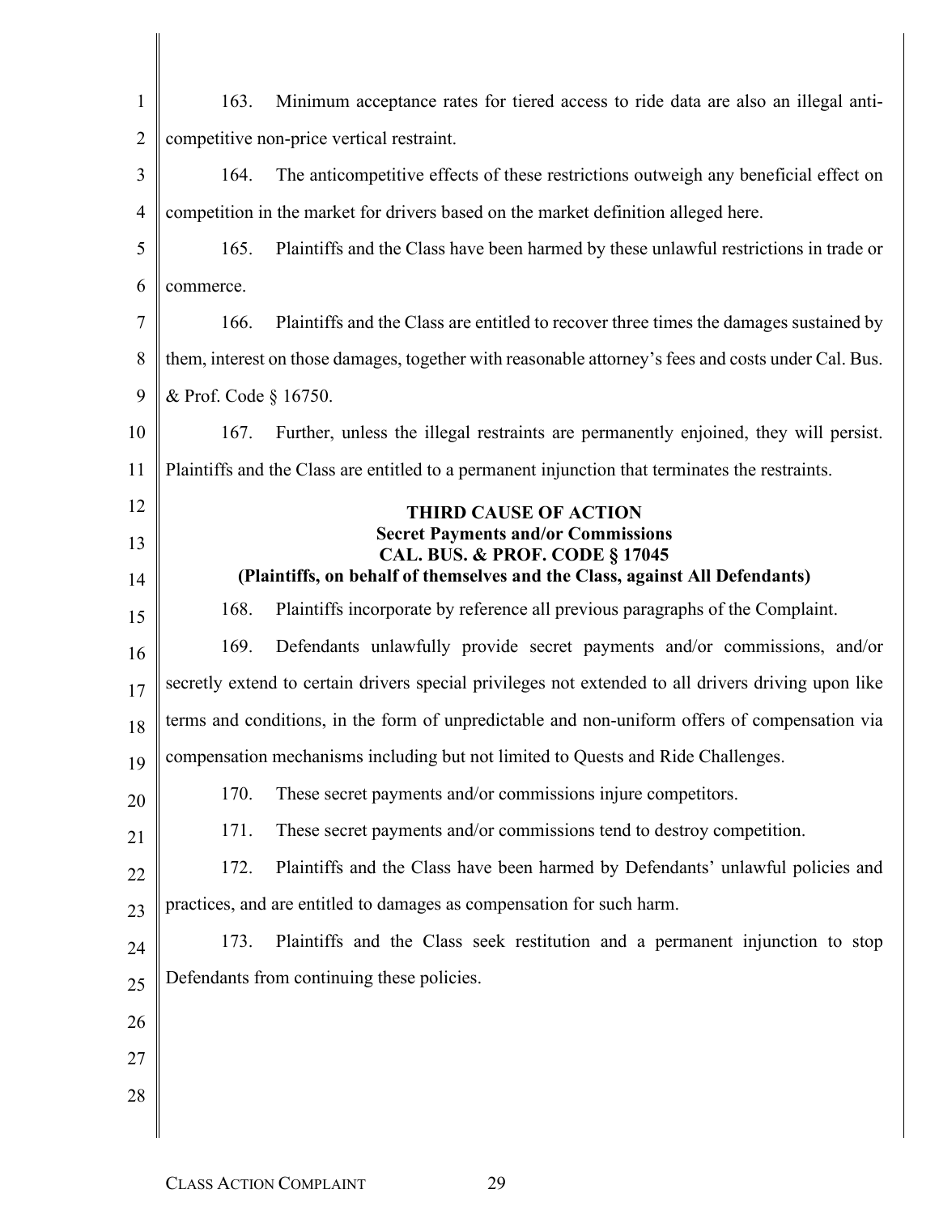163. Minimum acceptance rates for tiered access to ride data are also an illegal anti-competitive non-price vertical restraint.

164. The anticompetitive effects of these restrictions outweigh any beneficial effect on competition in the market for drivers based on the market definition alleged here.

165. Plaintiffs and the Class have been harmed by these unlawful restrictions in trade or commerce.

166. Plaintiffs and the Class are entitled to recover three times the damages sustained by them, interest on those damages, together with reasonable attorney's fees and costs under Cal. Bus. & Prof. Code § 16750.

167. Further, unless the illegal restraints are permanently enjoined, they will persist. Plaintiffs and the Class are entitled to a permanent injunction that terminates the restraints.

**THIRD CAUSE OF ACTION**
**Secret Payments and/or Commissions**
**CAL. BUS. & PROF. CODE § 17045**
**(Plaintiffs, on behalf of themselves and the Class, against All Defendants)**

168. Plaintiffs incorporate by reference all previous paragraphs of the Complaint.

169. Defendants unlawfully provide secret payments and/or commissions, and/or secretly extend to certain drivers special privileges not extended to all drivers driving upon like terms and conditions, in the form of unpredictable and non-uniform offers of compensation via compensation mechanisms including but not limited to Quests and Ride Challenges.

170. These secret payments and/or commissions injure competitors.

171. These secret payments and/or commissions tend to destroy competition.

172. Plaintiffs and the Class have been harmed by Defendants' unlawful policies and practices, and are entitled to damages as compensation for such harm.

173. Plaintiffs and the Class seek restitution and a permanent injunction to stop Defendants from continuing these policies.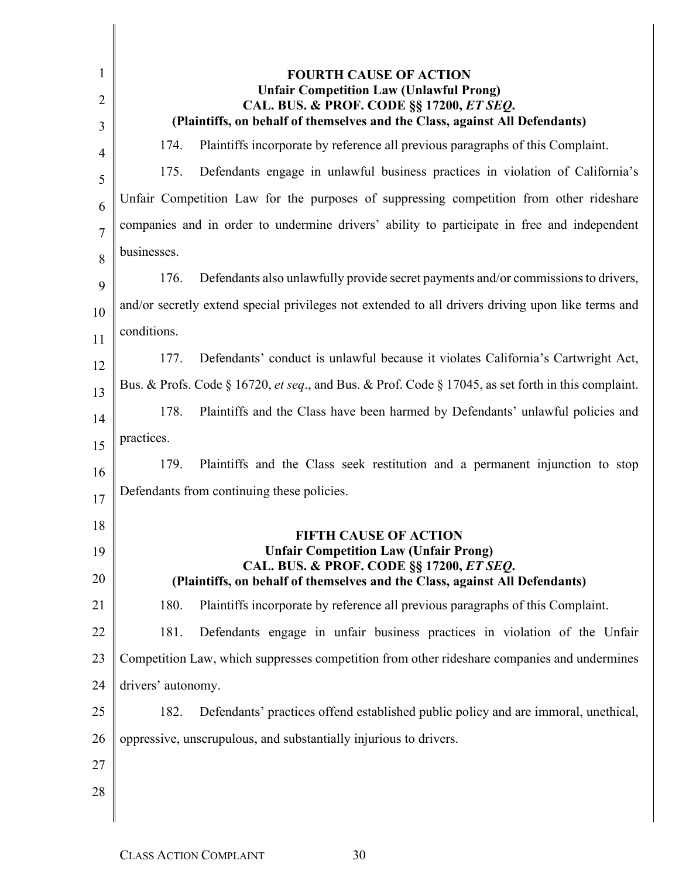**FOURTH CAUSE OF ACTION**
**Unfair Competition Law (Unlawful Prong)**
**CAL. BUS. & PROF. CODE §§ 17200, *ET SEQ.***
**(Plaintiffs, on behalf of themselves and the Class, against All Defendants)**

174. Plaintiffs incorporate by reference all previous paragraphs of this Complaint.

175. Defendants engage in unlawful business practices in violation of California's Unfair Competition Law for the purposes of suppressing competition from other rideshare companies and in order to undermine drivers' ability to participate in free and independent businesses.

176. Defendants also unlawfully provide secret payments and/or commissions to drivers, and/or secretly extend special privileges not extended to all drivers driving upon like terms and conditions.

177. Defendants' conduct is unlawful because it violates California's Cartwright Act, Bus. & Profs. Code § 16720, *et seq*., and Bus. & Prof. Code § 17045, as set forth in this complaint.

178. Plaintiffs and the Class have been harmed by Defendants' unlawful policies and practices.

179. Plaintiffs and the Class seek restitution and a permanent injunction to stop Defendants from continuing these policies.

**FIFTH CAUSE OF ACTION**
**Unfair Competition Law (Unfair Prong)**
**CAL. BUS. & PROF. CODE §§ 17200, *ET SEQ.***
**(Plaintiffs, on behalf of themselves and the Class, against All Defendants)**

180. Plaintiffs incorporate by reference all previous paragraphs of this Complaint.

181. Defendants engage in unfair business practices in violation of the Unfair Competition Law, which suppresses competition from other rideshare companies and undermines drivers' autonomy.

182. Defendants' practices offend established public policy and are immoral, unethical, oppressive, unscrupulous, and substantially injurious to drivers.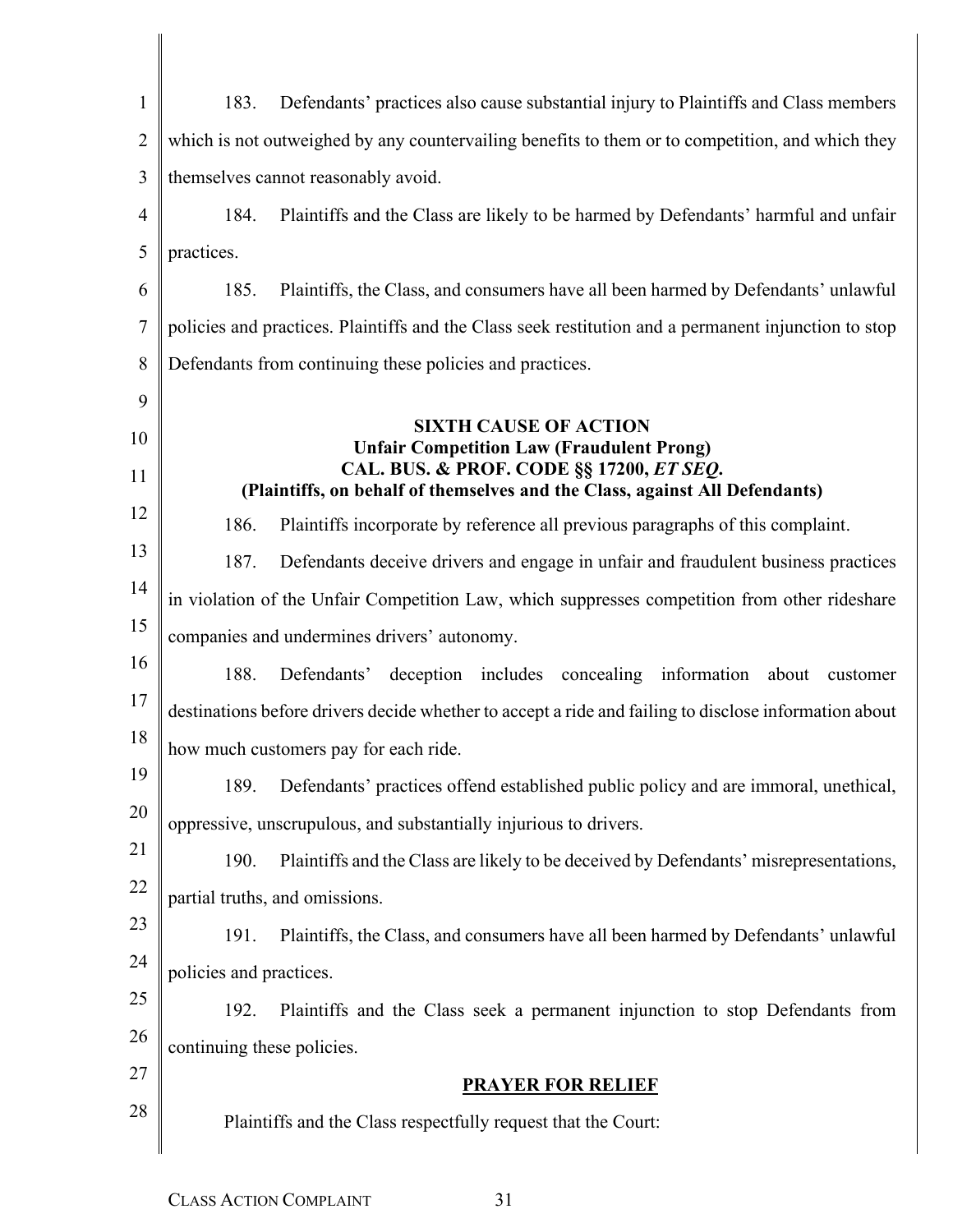183. Defendants' practices also cause substantial injury to Plaintiffs and Class members which is not outweighed by any countervailing benefits to them or to competition, and which they themselves cannot reasonably avoid.

184. Plaintiffs and the Class are likely to be harmed by Defendants' harmful and unfair practices.

185. Plaintiffs, the Class, and consumers have all been harmed by Defendants' unlawful policies and practices. Plaintiffs and the Class seek restitution and a permanent injunction to stop Defendants from continuing these policies and practices.

**SIXTH CAUSE OF ACTION**
**Unfair Competition Law (Fraudulent Prong)**
**CAL. BUS. & PROF. CODE §§ 17200, *ET SEQ.***
**(Plaintiffs, on behalf of themselves and the Class, against All Defendants)**

186. Plaintiffs incorporate by reference all previous paragraphs of this complaint.

187. Defendants deceive drivers and engage in unfair and fraudulent business practices in violation of the Unfair Competition Law, which suppresses competition from other rideshare companies and undermines drivers' autonomy.

188. Defendants' deception includes concealing information about customer destinations before drivers decide whether to accept a ride and failing to disclose information about how much customers pay for each ride.

189. Defendants' practices offend established public policy and are immoral, unethical, oppressive, unscrupulous, and substantially injurious to drivers.

190. Plaintiffs and the Class are likely to be deceived by Defendants' misrepresentations, partial truths, and omissions.

191. Plaintiffs, the Class, and consumers have all been harmed by Defendants' unlawful policies and practices.

192. Plaintiffs and the Class seek a permanent injunction to stop Defendants from continuing these policies.

**PRAYER FOR RELIEF**

Plaintiffs and the Class respectfully request that the Court: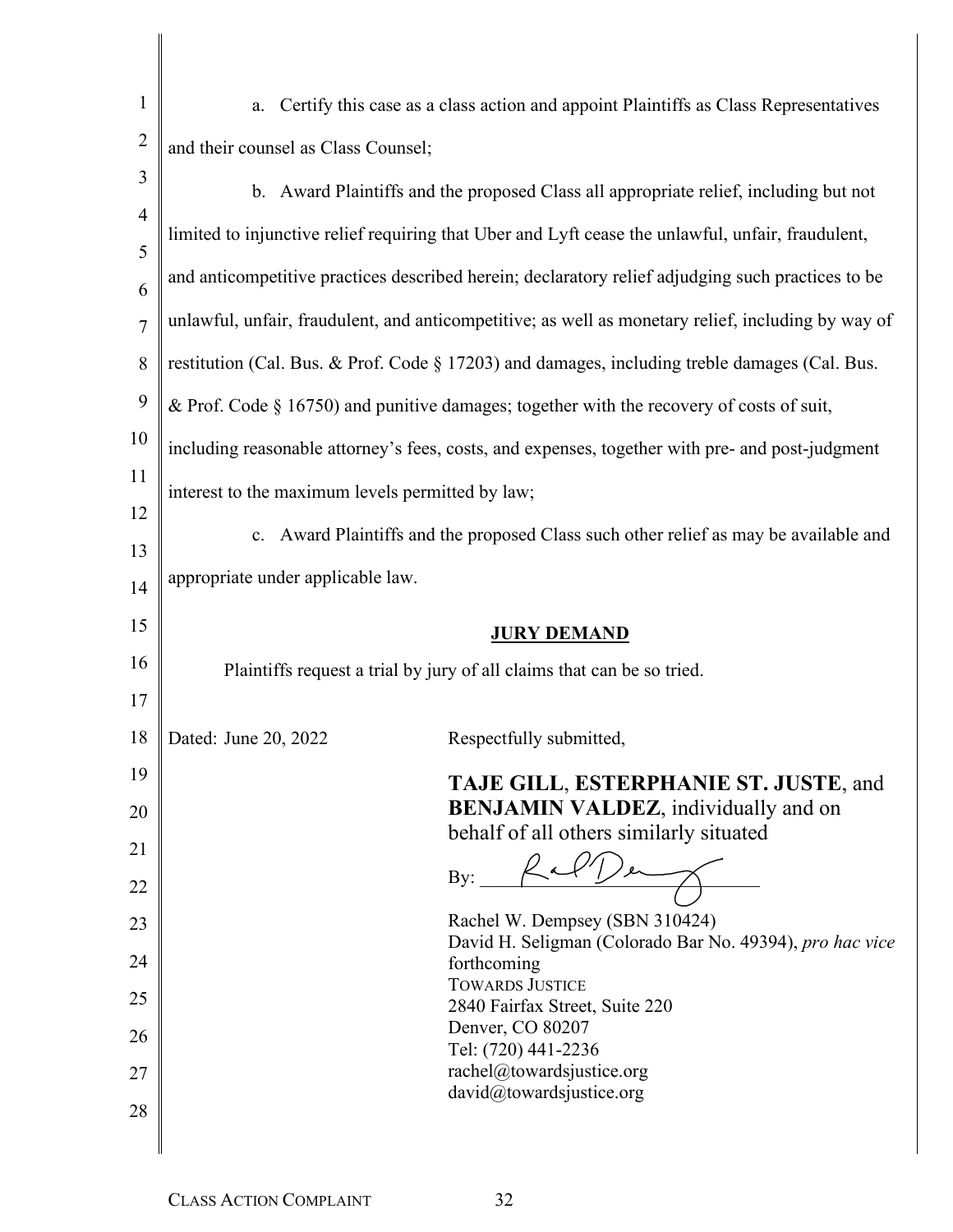a. Certify this case as a class action and appoint Plaintiffs as Class Representatives and their counsel as Class Counsel;

b. Award Plaintiffs and the proposed Class all appropriate relief, including but not limited to injunctive relief requiring that Uber and Lyft cease the unlawful, unfair, fraudulent, and anticompetitive practices described herein; declaratory relief adjudging such practices to be unlawful, unfair, fraudulent, and anticompetitive; as well as monetary relief, including by way of restitution (Cal. Bus. & Prof. Code § 17203) and damages, including treble damages (Cal. Bus. & Prof. Code § 16750) and punitive damages; together with the recovery of costs of suit, including reasonable attorney's fees, costs, and expenses, together with pre- and post-judgment interest to the maximum levels permitted by law;

c. Award Plaintiffs and the proposed Class such other relief as may be available and appropriate under applicable law.

## JURY DEMAND

Plaintiffs request a trial by jury of all claims that can be so tried.

Dated: June 20, 2022

Respectfully submitted,

**TAJE GILL**, **ESTERPHANIE ST. JUSTE**, and **BENJAMIN VALDEZ**, individually and on behalf of all others similarly situated

By: ______________________

Rachel W. Dempsey (SBN 310424)
David H. Seligman (Colorado Bar No. 49394), *pro hac vice* forthcoming
TOWARDS JUSTICE
2840 Fairfax Street, Suite 220
Denver, CO 80207
Tel: (720) 441-2236
rachel@towardsjustice.org
david@towardsjustice.org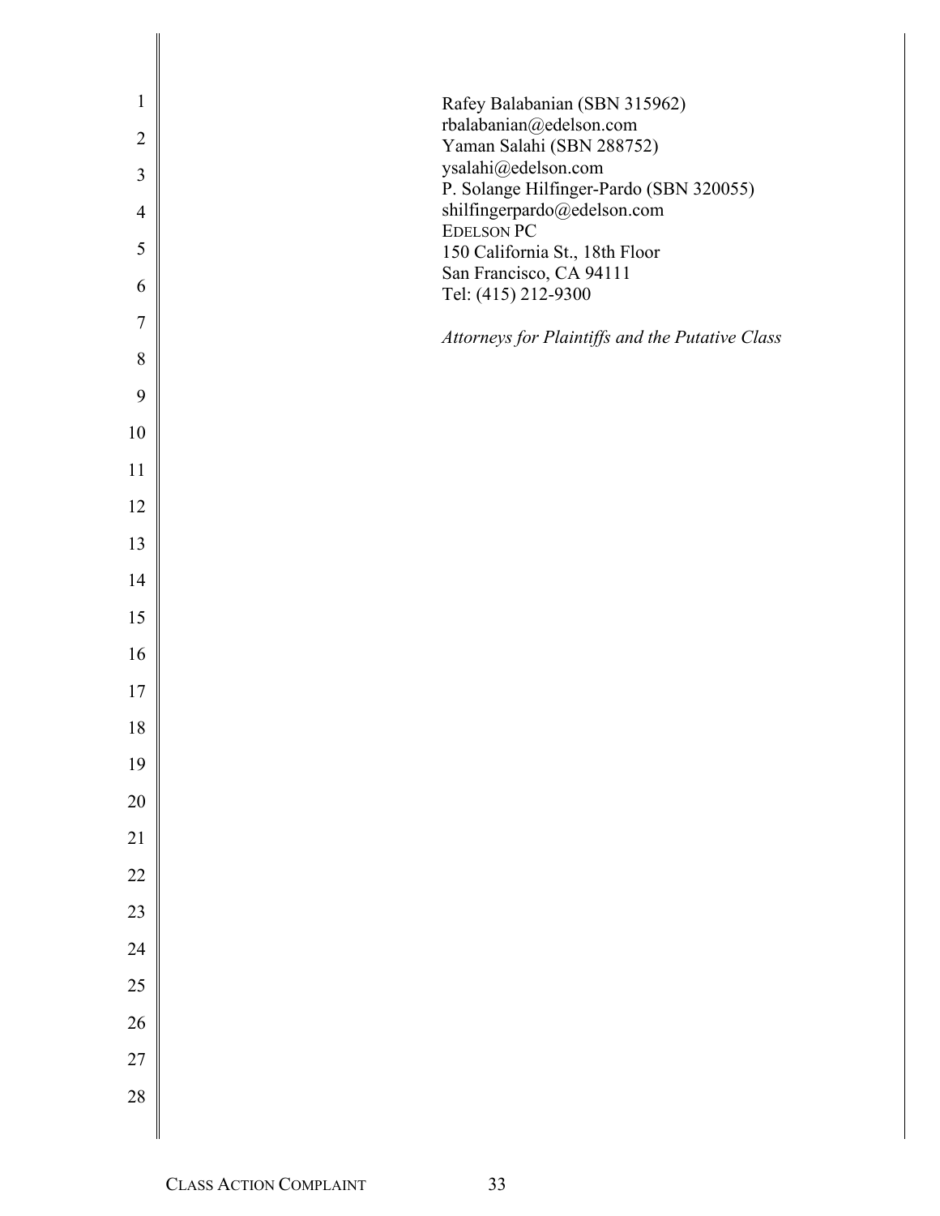Rafey Balabanian (SBN 315962)
rbalabanian@edelson.com
Yaman Salahi (SBN 288752)
ysalahi@edelson.com
P. Solange Hilfinger-Pardo (SBN 320055)
shilfingerpardo@edelson.com
EDELSON PC
150 California St., 18th Floor
San Francisco, CA 94111
Tel: (415) 212-9300

*Attorneys for Plaintiffs and the Putative Class*